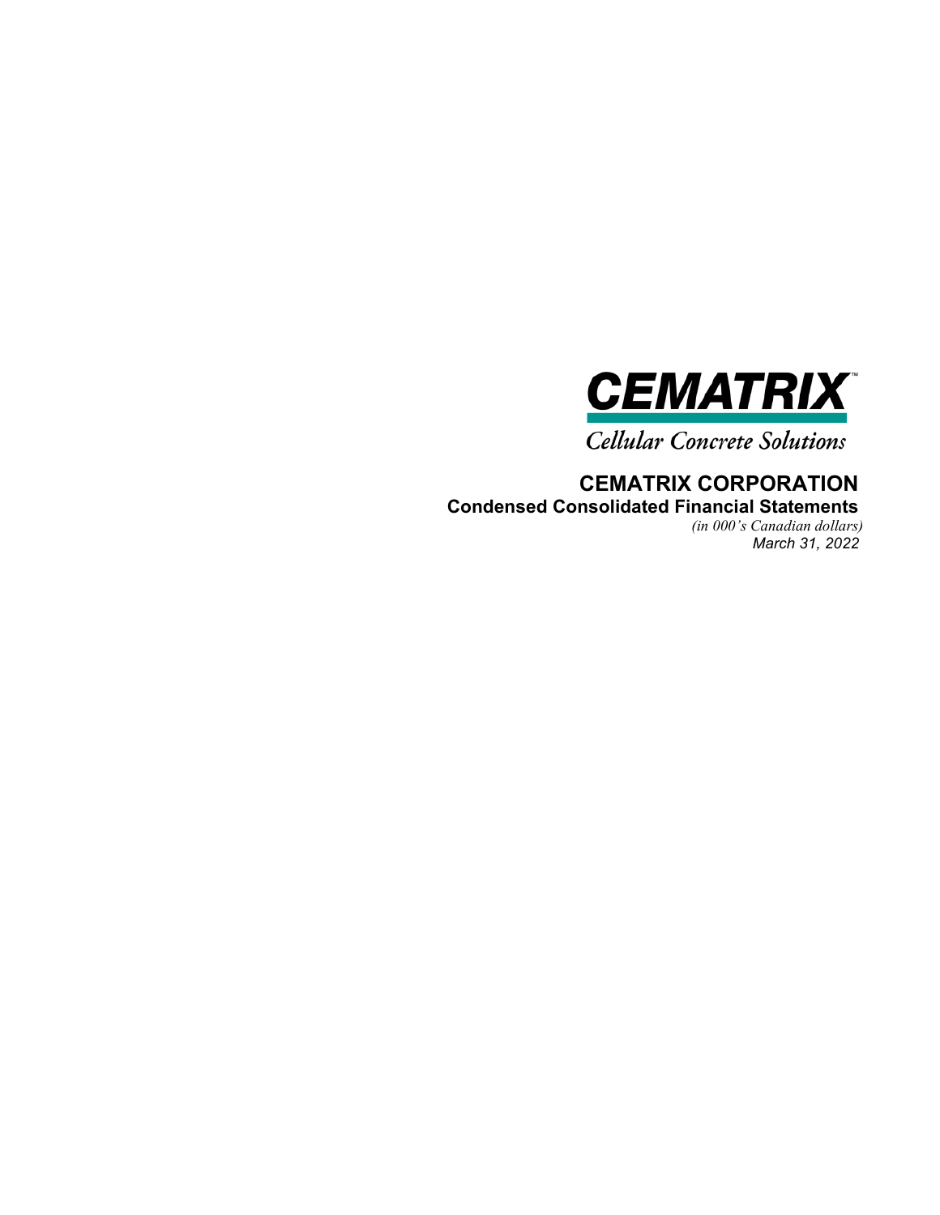**CEMATRIX**™

*Cellular Concrete Solutions*

# CEMATRIX CORPORATION

## Condensed Consolidated Financial Statements

*(in 000's Canadian dollars)*

*March 31, 2022*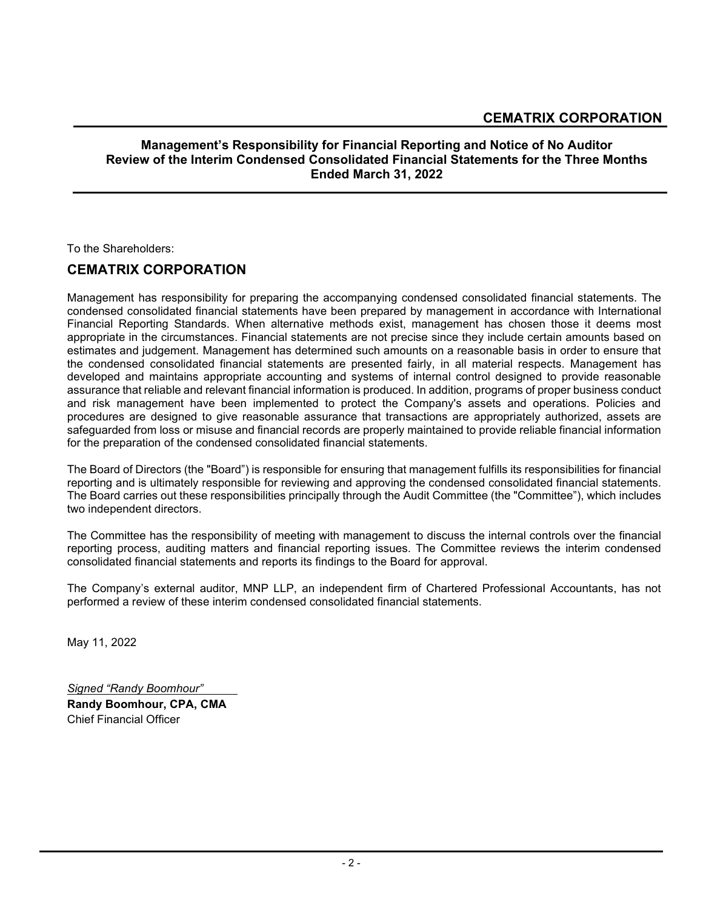# CEMATRIX CORPORATION

## Management's Responsibility for Financial Reporting and Notice of No Auditor Review of the Interim Condensed Consolidated Financial Statements for the Three Months Ended March 31, 2022

To the Shareholders:

## CEMATRIX CORPORATION

Management has responsibility for preparing the accompanying condensed consolidated financial statements. The condensed consolidated financial statements have been prepared by management in accordance with International Financial Reporting Standards. When alternative methods exist, management has chosen those it deems most appropriate in the circumstances. Financial statements are not precise since they include certain amounts based on estimates and judgement. Management has determined such amounts on a reasonable basis in order to ensure that the condensed consolidated financial statements are presented fairly, in all material respects. Management has developed and maintains appropriate accounting and systems of internal control designed to provide reasonable assurance that reliable and relevant financial information is produced. In addition, programs of proper business conduct and risk management have been implemented to protect the Company's assets and operations. Policies and procedures are designed to give reasonable assurance that transactions are appropriately authorized, assets are safeguarded from loss or misuse and financial records are properly maintained to provide reliable financial information for the preparation of the condensed consolidated financial statements.

The Board of Directors (the "Board") is responsible for ensuring that management fulfills its responsibilities for financial reporting and is ultimately responsible for reviewing and approving the condensed consolidated financial statements. The Board carries out these responsibilities principally through the Audit Committee (the "Committee"), which includes two independent directors.

The Committee has the responsibility of meeting with management to discuss the internal controls over the financial reporting process, auditing matters and financial reporting issues. The Committee reviews the interim condensed consolidated financial statements and reports its findings to the Board for approval.

The Company's external auditor, MNP LLP, an independent firm of Chartered Professional Accountants, has not performed a review of these interim condensed consolidated financial statements.

May 11, 2022

*Signed "Randy Boomhour"*

**Randy Boomhour, CPA, CMA**
Chief Financial Officer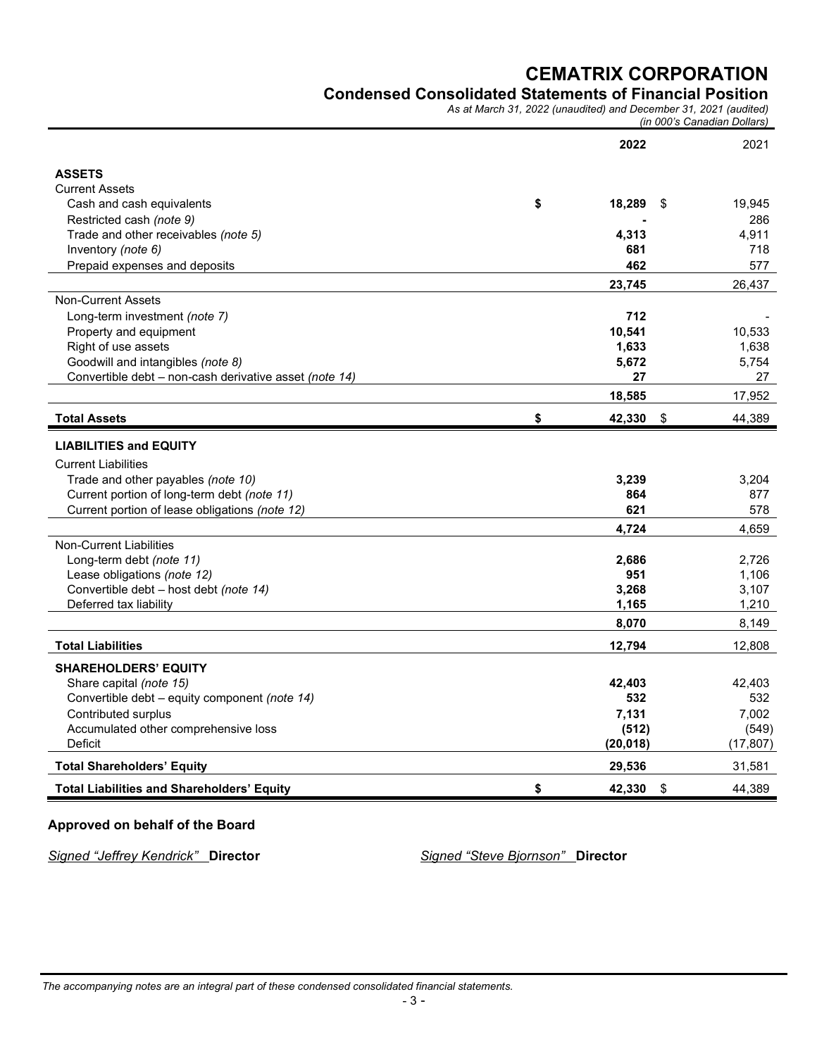# CEMATRIX CORPORATION

## Condensed Consolidated Statements of Financial Position

*As at March 31, 2022 (unaudited) and December 31, 2021 (audited)*

*(in 000's Canadian Dollars)*

| | 2022 | 2021 |
|---|---|---|
| **ASSETS** | | |
| Current Assets | | |
| Cash and cash equivalents | $ **18,289** | $ 19,945 |
| Restricted cash *(note 9)* | **-** | 286 |
| Trade and other receivables *(note 5)* | **4,313** | 4,911 |
| Inventory *(note 6)* | **681** | 718 |
| Prepaid expenses and deposits | **462** | 577 |
| | **23,745** | 26,437 |
| Non-Current Assets | | |
| Long-term investment *(note 7)* | **712** | - |
| Property and equipment | **10,541** | 10,533 |
| Right of use assets | **1,633** | 1,638 |
| Goodwill and intangibles *(note 8)* | **5,672** | 5,754 |
| Convertible debt – non-cash derivative asset *(note 14)* | **27** | 27 |
| | **18,585** | 17,952 |
| **Total Assets** | $ **42,330** | $ 44,389 |
| **LIABILITIES and EQUITY** | | |
| Current Liabilities | | |
| Trade and other payables *(note 10)* | **3,239** | 3,204 |
| Current portion of long-term debt *(note 11)* | **864** | 877 |
| Current portion of lease obligations *(note 12)* | **621** | 578 |
| | **4,724** | 4,659 |
| Non-Current Liabilities | | |
| Long-term debt *(note 11)* | **2,686** | 2,726 |
| Lease obligations *(note 12)* | **951** | 1,106 |
| Convertible debt – host debt *(note 14)* | **3,268** | 3,107 |
| Deferred tax liability | **1,165** | 1,210 |
| | **8,070** | 8,149 |
| **Total Liabilities** | **12,794** | 12,808 |
| **SHAREHOLDERS' EQUITY** | | |
| Share capital *(note 15)* | **42,403** | 42,403 |
| Convertible debt – equity component *(note 14)* | **532** | 532 |
| Contributed surplus | **7,131** | 7,002 |
| Accumulated other comprehensive loss | **(512)** | (549) |
| Deficit | **(20,018)** | (17,807) |
| **Total Shareholders' Equity** | **29,536** | 31,581 |
| **Total Liabilities and Shareholders' Equity** | $ **42,330** | $ 44,389 |

**Approved on behalf of the Board**

*Signed "Jeffrey Kendrick"* **Director**

*Signed "Steve Bjornson"* **Director**

*The accompanying notes are an integral part of these condensed consolidated financial statements.*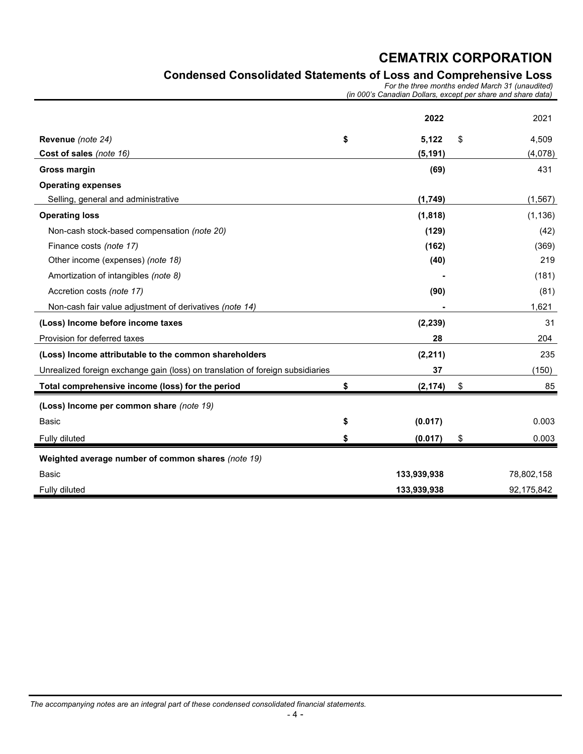# CEMATRIX CORPORATION

## Condensed Consolidated Statements of Loss and Comprehensive Loss

*For the three months ended March 31 (unaudited)*
*(in 000's Canadian Dollars, except per share and share data)*

| | | 2022 | | 2021 |
|---|---|---|---|---|
| **Revenue** *(note 24)* | **$** | **5,122** | $ | 4,509 |
| **Cost of sales** *(note 16)* | | **(5,191)** | | (4,078) |
| **Gross margin** | | **(69)** | | 431 |
| **Operating expenses** | | | | |
| Selling, general and administrative | | **(1,749)** | | (1,567) |
| **Operating loss** | | **(1,818)** | | (1,136) |
| Non-cash stock-based compensation *(note 20)* | | **(129)** | | (42) |
| Finance costs *(note 17)* | | **(162)** | | (369) |
| Other income (expenses) *(note 18)* | | **(40)** | | 219 |
| Amortization of intangibles *(note 8)* | | **-** | | (181) |
| Accretion costs *(note 17)* | | **(90)** | | (81) |
| Non-cash fair value adjustment of derivatives *(note 14)* | | **-** | | 1,621 |
| **(Loss) Income before income taxes** | | **(2,239)** | | 31 |
| Provision for deferred taxes | | **28** | | 204 |
| **(Loss) Income attributable to the common shareholders** | | **(2,211)** | | 235 |
| Unrealized foreign exchange gain (loss) on translation of foreign subsidiaries | | **37** | | (150) |
| **Total comprehensive income (loss) for the period** | **$** | **(2,174)** | $ | 85 |
| **(Loss) Income per common share** *(note 19)* | | | | |
| Basic | **$** | **(0.017)** | | 0.003 |
| Fully diluted | **$** | **(0.017)** | $ | 0.003 |
| **Weighted average number of common shares** *(note 19)* | | | | |
| Basic | | **133,939,938** | | 78,802,158 |
| Fully diluted | | **133,939,938** | | 92,175,842 |

*The accompanying notes are an integral part of these condensed consolidated financial statements.*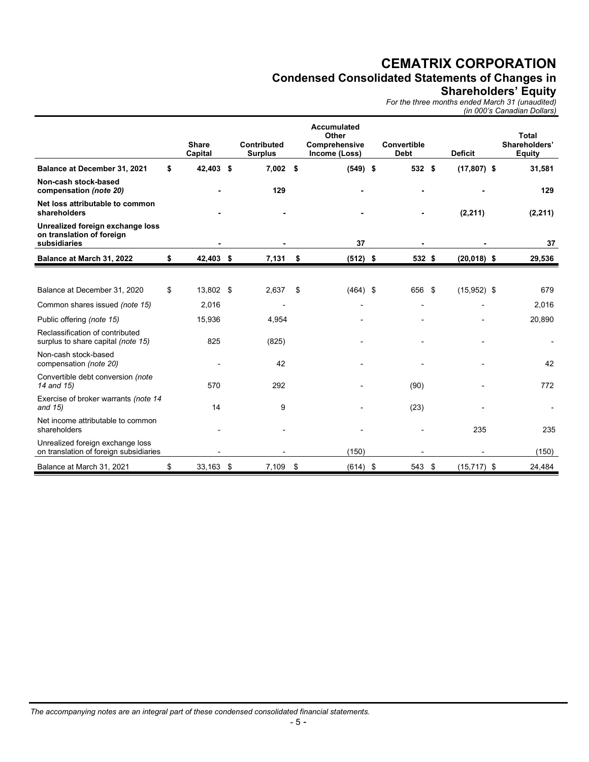# CEMATRIX CORPORATION

## Condensed Consolidated Statements of Changes in Shareholders' Equity

*For the three months ended March 31 (unaudited)*
*(in 000's Canadian Dollars)*

| | Share Capital | Contributed Surplus | Accumulated Other Comprehensive Income (Loss) | Convertible Debt | Deficit | Total Shareholders' Equity |
|---|---|---|---|---|---|---|
| **Balance at December 31, 2021** | **$ 42,403** | **$ 7,002** | **$ (549)** | **$ 532** | **$ (17,807)** | **$ 31,581** |
| **Non-cash stock-based compensation *(note 20)*** | **-** | **129** | **-** | **-** | **-** | **129** |
| **Net loss attributable to common shareholders** | **-** | **-** | **-** | **-** | **(2,211)** | **(2,211)** |
| **Unrealized foreign exchange loss on translation of foreign subsidiaries** | **-** | **-** | **37** | **-** | **-** | **37** |
| **Balance at March 31, 2022** | **$ 42,403** | **$ 7,131** | **$ (512)** | **$ 532** | **$ (20,018)** | **$ 29,536** |
| | | | | | | |
| Balance at December 31, 2020 | $ 13,802 | $ 2,637 | $ (464) | $ 656 | $ (15,952) | $ 679 |
| Common shares issued *(note 15)* | 2,016 | - | - | - | - | 2,016 |
| Public offering *(note 15)* | 15,936 | 4,954 | - | - | - | 20,890 |
| Reclassification of contributed surplus to share capital *(note 15)* | 825 | (825) | - | - | - | - |
| Non-cash stock-based compensation *(note 20)* | - | 42 | - | - | - | 42 |
| Convertible debt conversion *(note 14 and 15)* | 570 | 292 | - | (90) | - | 772 |
| Exercise of broker warrants *(note 14 and 15)* | 14 | 9 | - | (23) | - | - |
| Net income attributable to common shareholders | - | - | - | - | 235 | 235 |
| Unrealized foreign exchange loss on translation of foreign subsidiaries | - | - | (150) | - | - | (150) |
| Balance at March 31, 2021 | $ 33,163 | $ 7,109 | $ (614) | $ 543 | $ (15,717) | $ 24,484 |

*The accompanying notes are an integral part of these condensed consolidated financial statements.*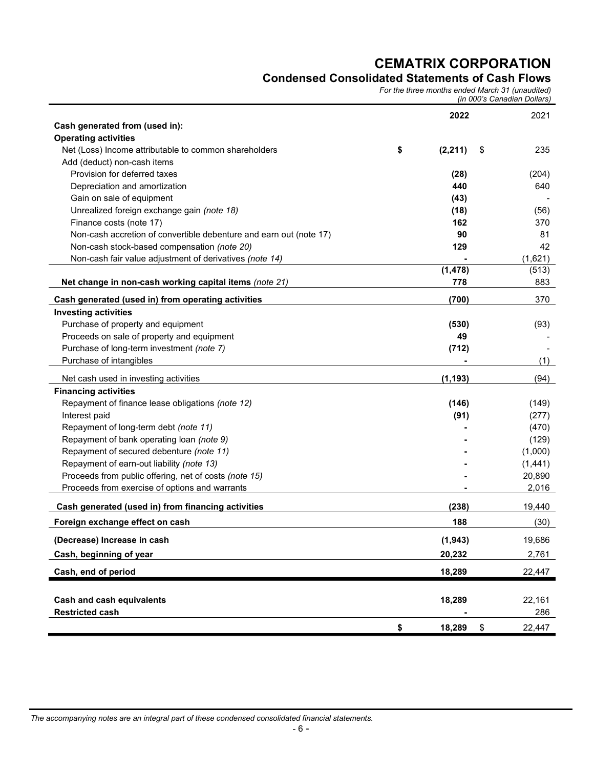# CEMATRIX CORPORATION

## Condensed Consolidated Statements of Cash Flows

*For the three months ended March 31 (unaudited)*
*(in 000's Canadian Dollars)*

| | 2022 | 2021 |
|---|---|---|
| **Cash generated from (used in):** | | |
| **Operating activities** | | |
| Net (Loss) Income attributable to common shareholders | $ **(2,211)** | $ 235 |
| Add (deduct) non-cash items | | |
| Provision for deferred taxes | **(28)** | (204) |
| Depreciation and amortization | **440** | 640 |
| Gain on sale of equipment | **(43)** | - |
| Unrealized foreign exchange gain *(note 18)* | **(18)** | (56) |
| Finance costs (note 17) | **162** | 370 |
| Non-cash accretion of convertible debenture and earn out (note 17) | **90** | 81 |
| Non-cash stock-based compensation *(note 20)* | **129** | 42 |
| Non-cash fair value adjustment of derivatives *(note 14)* | **-** | (1,621) |
| | **(1,478)** | (513) |
| **Net change in non-cash working capital items** *(note 21)* | **778** | 883 |
| **Cash generated (used in) from operating activities** | **(700)** | 370 |
| **Investing activities** | | |
| Purchase of property and equipment | **(530)** | (93) |
| Proceeds on sale of property and equipment | **49** | - |
| Purchase of long-term investment *(note 7)* | **(712)** | - |
| Purchase of intangibles | **-** | (1) |
| Net cash used in investing activities | **(1,193)** | (94) |
| **Financing activities** | | |
| Repayment of finance lease obligations *(note 12)* | **(146)** | (149) |
| Interest paid | **(91)** | (277) |
| Repayment of long-term debt *(note 11)* | **-** | (470) |
| Repayment of bank operating loan *(note 9)* | **-** | (129) |
| Repayment of secured debenture *(note 11)* | **-** | (1,000) |
| Repayment of earn-out liability *(note 13)* | **-** | (1,441) |
| Proceeds from public offering, net of costs *(note 15)* | **-** | 20,890 |
| Proceeds from exercise of options and warrants | **-** | 2,016 |
| **Cash generated (used in) from financing activities** | **(238)** | 19,440 |
| **Foreign exchange effect on cash** | **188** | (30) |
| **(Decrease) Increase in cash** | **(1,943)** | 19,686 |
| **Cash, beginning of year** | **20,232** | 2,761 |
| **Cash, end of period** | **18,289** | 22,447 |
| **Cash and cash equivalents** | **18,289** | 22,161 |
| **Restricted cash** | **-** | 286 |
| | $ **18,289** | $ 22,447 |

*The accompanying notes are an integral part of these condensed consolidated financial statements.*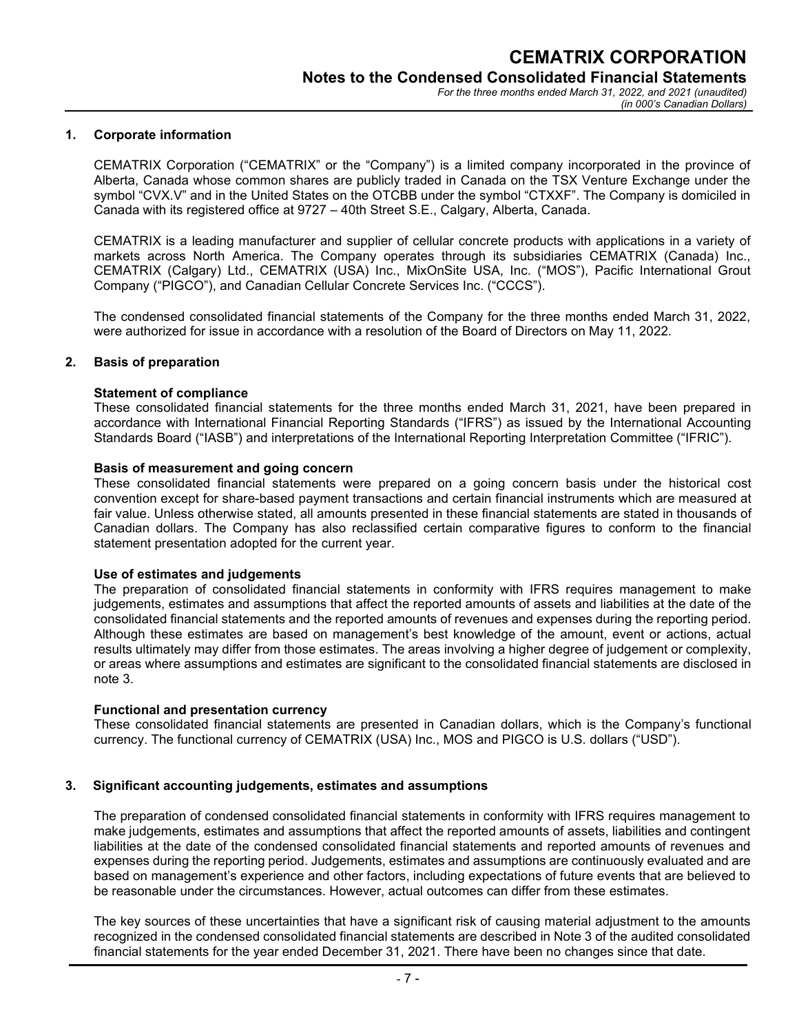## 1. Corporate information

CEMATRIX Corporation ("CEMATRIX" or the "Company") is a limited company incorporated in the province of Alberta, Canada whose common shares are publicly traded in Canada on the TSX Venture Exchange under the symbol "CVX.V" and in the United States on the OTCBB under the symbol "CTXXF". The Company is domiciled in Canada with its registered office at 9727 – 40th Street S.E., Calgary, Alberta, Canada.

CEMATRIX is a leading manufacturer and supplier of cellular concrete products with applications in a variety of markets across North America. The Company operates through its subsidiaries CEMATRIX (Canada) Inc., CEMATRIX (Calgary) Ltd., CEMATRIX (USA) Inc., MixOnSite USA, Inc. ("MOS"), Pacific International Grout Company ("PIGCO"), and Canadian Cellular Concrete Services Inc. ("CCCS").

The condensed consolidated financial statements of the Company for the three months ended March 31, 2022, were authorized for issue in accordance with a resolution of the Board of Directors on May 11, 2022.

## 2. Basis of preparation

**Statement of compliance**

These consolidated financial statements for the three months ended March 31, 2021, have been prepared in accordance with International Financial Reporting Standards ("IFRS") as issued by the International Accounting Standards Board ("IASB") and interpretations of the International Reporting Interpretation Committee ("IFRIC").

**Basis of measurement and going concern**

These consolidated financial statements were prepared on a going concern basis under the historical cost convention except for share-based payment transactions and certain financial instruments which are measured at fair value. Unless otherwise stated, all amounts presented in these financial statements are stated in thousands of Canadian dollars. The Company has also reclassified certain comparative figures to conform to the financial statement presentation adopted for the current year.

**Use of estimates and judgements**

The preparation of consolidated financial statements in conformity with IFRS requires management to make judgements, estimates and assumptions that affect the reported amounts of assets and liabilities at the date of the consolidated financial statements and the reported amounts of revenues and expenses during the reporting period. Although these estimates are based on management's best knowledge of the amount, event or actions, actual results ultimately may differ from those estimates. The areas involving a higher degree of judgement or complexity, or areas where assumptions and estimates are significant to the consolidated financial statements are disclosed in note 3.

**Functional and presentation currency**

These consolidated financial statements are presented in Canadian dollars, which is the Company's functional currency. The functional currency of CEMATRIX (USA) Inc., MOS and PIGCO is U.S. dollars ("USD").

## 3. Significant accounting judgements, estimates and assumptions

The preparation of condensed consolidated financial statements in conformity with IFRS requires management to make judgements, estimates and assumptions that affect the reported amounts of assets, liabilities and contingent liabilities at the date of the condensed consolidated financial statements and reported amounts of revenues and expenses during the reporting period. Judgements, estimates and assumptions are continuously evaluated and are based on management's experience and other factors, including expectations of future events that are believed to be reasonable under the circumstances. However, actual outcomes can differ from these estimates.

The key sources of these uncertainties that have a significant risk of causing material adjustment to the amounts recognized in the condensed consolidated financial statements are described in Note 3 of the audited consolidated financial statements for the year ended December 31, 2021. There have been no changes since that date.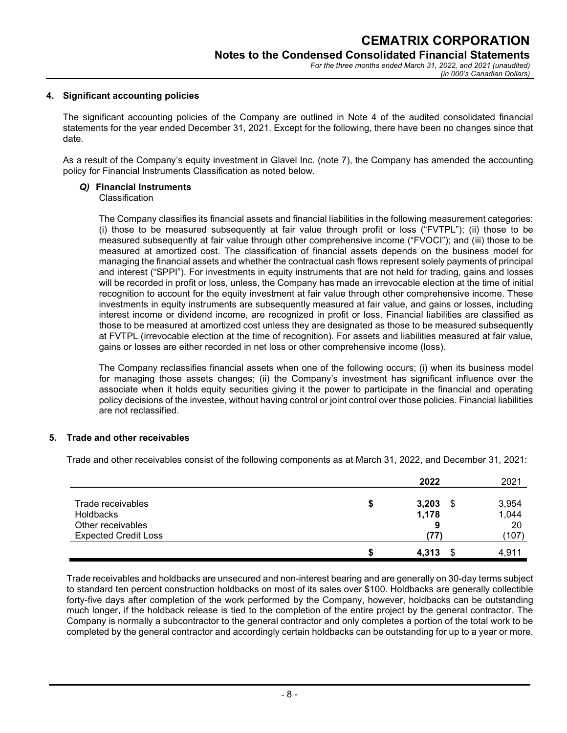## 4. Significant accounting policies

The significant accounting policies of the Company are outlined in Note 4 of the audited consolidated financial statements for the year ended December 31, 2021. Except for the following, there have been no changes since that date.

As a result of the Company's equity investment in Glavel Inc. (note 7), the Company has amended the accounting policy for Financial Instruments Classification as noted below.

### *Q)* Financial Instruments

Classification

The Company classifies its financial assets and financial liabilities in the following measurement categories: (i) those to be measured subsequently at fair value through profit or loss ("FVTPL"); (ii) those to be measured subsequently at fair value through other comprehensive income ("FVOCI"); and (iii) those to be measured at amortized cost. The classification of financial assets depends on the business model for managing the financial assets and whether the contractual cash flows represent solely payments of principal and interest ("SPPI"). For investments in equity instruments that are not held for trading, gains and losses will be recorded in profit or loss, unless, the Company has made an irrevocable election at the time of initial recognition to account for the equity investment at fair value through other comprehensive income. These investments in equity instruments are subsequently measured at fair value, and gains or losses, including interest income or dividend income, are recognized in profit or loss. Financial liabilities are classified as those to be measured at amortized cost unless they are designated as those to be measured subsequently at FVTPL (irrevocable election at the time of recognition). For assets and liabilities measured at fair value, gains or losses are either recorded in net loss or other comprehensive income (loss).

The Company reclassifies financial assets when one of the following occurs; (i) when its business model for managing those assets changes; (ii) the Company's investment has significant influence over the associate when it holds equity securities giving it the power to participate in the financial and operating policy decisions of the investee, without having control or joint control over those policies. Financial liabilities are not reclassified.

## 5. Trade and other receivables

Trade and other receivables consist of the following components as at March 31, 2022, and December 31, 2021:

| | **2022** | 2021 |
|---|---|---|
| Trade receivables | **$ 3,203** | $ 3,954 |
| Holdbacks | **1,178** | 1,044 |
| Other receivables | **9** | 20 |
| Expected Credit Loss | **(77)** | (107) |
| | **$ 4,313** | $ 4,911 |

Trade receivables and holdbacks are unsecured and non-interest bearing and are generally on 30-day terms subject to standard ten percent construction holdbacks on most of its sales over $100. Holdbacks are generally collectible forty-five days after completion of the work performed by the Company, however, holdbacks can be outstanding much longer, if the holdback release is tied to the completion of the entire project by the general contractor. The Company is normally a subcontractor to the general contractor and only completes a portion of the total work to be completed by the general contractor and accordingly certain holdbacks can be outstanding for up to a year or more.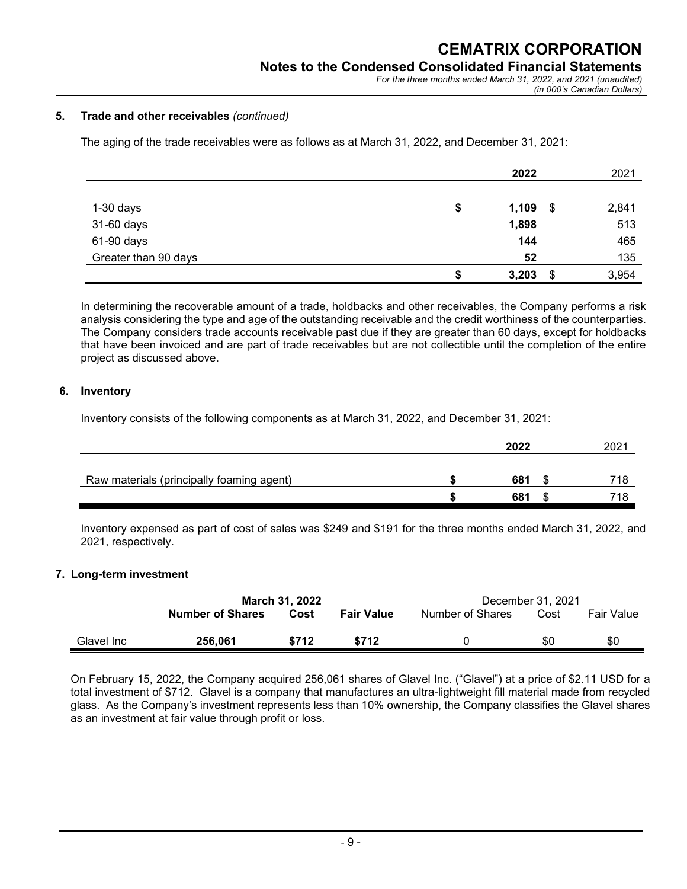### 5. Trade and other receivables *(continued)*

The aging of the trade receivables were as follows as at March 31, 2022, and December 31, 2021:

| | 2022 | 2021 |
|---|---|---|
| 1-30 days | **$ 1,109** | $ 2,841 |
| 31-60 days | **1,898** | 513 |
| 61-90 days | **144** | 465 |
| Greater than 90 days | **52** | 135 |
| | **$ 3,203** | $ 3,954 |

In determining the recoverable amount of a trade, holdbacks and other receivables, the Company performs a risk analysis considering the type and age of the outstanding receivable and the credit worthiness of the counterparties. The Company considers trade accounts receivable past due if they are greater than 60 days, except for holdbacks that have been invoiced and are part of trade receivables but are not collectible until the completion of the entire project as discussed above.

### 6. Inventory

Inventory consists of the following components as at March 31, 2022, and December 31, 2021:

| | 2022 | 2021 |
|---|---|---|
| Raw materials (principally foaming agent) | **$ 681** | $ 718 |
| | **$ 681** | $ 718 |

Inventory expensed as part of cost of sales was $249 and $191 for the three months ended March 31, 2022, and 2021, respectively.

### 7. Long-term investment

| | **March 31, 2022** | | | December 31, 2021 | | |
|---|---|---|---|---|---|---|
| | **Number of Shares** | **Cost** | **Fair Value** | Number of Shares | Cost | Fair Value |
| Glavel Inc | **256,061** | **$712** | **$712** | 0 | $0 | $0 |

On February 15, 2022, the Company acquired 256,061 shares of Glavel Inc. ("Glavel") at a price of $2.11 USD for a total investment of $712. Glavel is a company that manufactures an ultra-lightweight fill material made from recycled glass. As the Company's investment represents less than 10% ownership, the Company classifies the Glavel shares as an investment at fair value through profit or loss.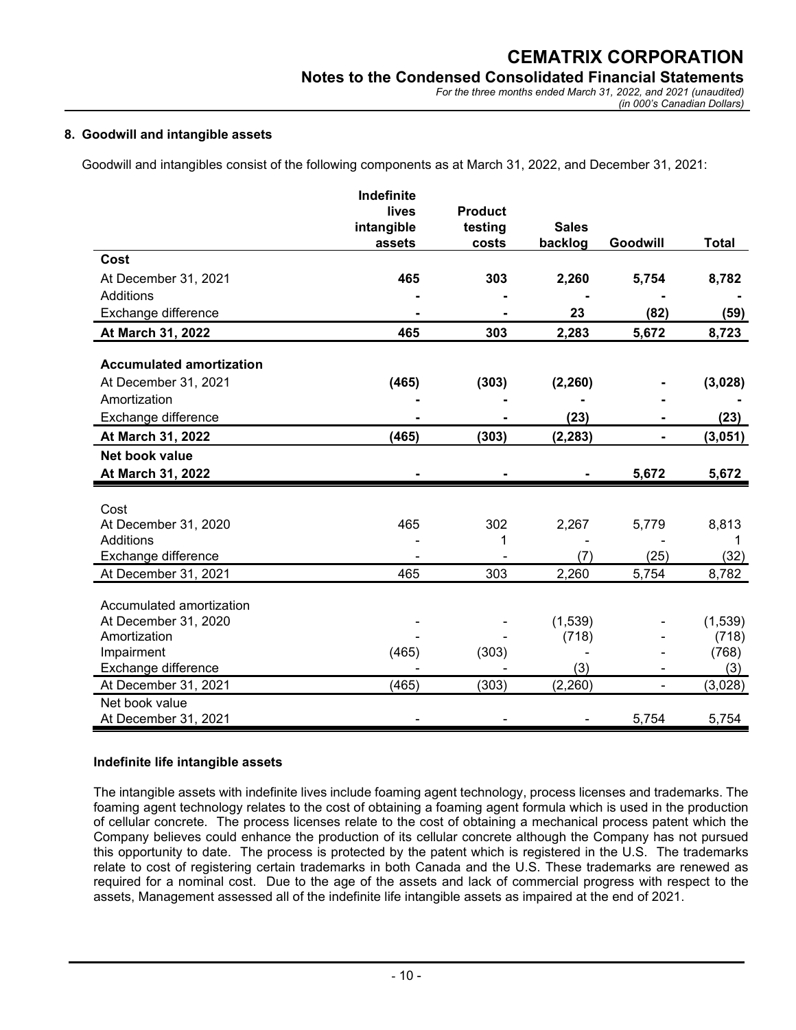## 8. Goodwill and intangible assets

Goodwill and intangibles consist of the following components as at March 31, 2022, and December 31, 2021:

| | Indefinite lives intangible assets | Product testing costs | Sales backlog | Goodwill | Total |
|---|---|---|---|---|---|
| **Cost** | | | | | |
| At December 31, 2021 | **465** | **303** | **2,260** | **5,754** | **8,782** |
| Additions | **-** | **-** | **-** | **-** | **-** |
| Exchange difference | **-** | **-** | **23** | **(82)** | **(59)** |
| **At March 31, 2022** | **465** | **303** | **2,283** | **5,672** | **8,723** |
| **Accumulated amortization** | | | | | |
| At December 31, 2021 | **(465)** | **(303)** | **(2,260)** | **-** | **(3,028)** |
| Amortization | **-** | **-** | **-** | **-** | **-** |
| Exchange difference | **-** | **-** | **(23)** | **-** | **(23)** |
| **At March 31, 2022** | **(465)** | **(303)** | **(2,283)** | **-** | **(3,051)** |
| **Net book value** | | | | | |
| **At March 31, 2022** | **-** | **-** | **-** | **5,672** | **5,672** |
| Cost | | | | | |
| At December 31, 2020 | 465 | 302 | 2,267 | 5,779 | 8,813 |
| Additions | - | 1 | - | - | 1 |
| Exchange difference | - | - | (7) | (25) | (32) |
| At December 31, 2021 | 465 | 303 | 2,260 | 5,754 | 8,782 |
| Accumulated amortization | | | | | |
| At December 31, 2020 | - | - | (1,539) | - | (1,539) |
| Amortization | - | - | (718) | - | (718) |
| Impairment | (465) | (303) | - | - | (768) |
| Exchange difference | - | - | (3) | - | (3) |
| At December 31, 2021 | (465) | (303) | (2,260) | - | (3,028) |
| Net book value | | | | | |
| At December 31, 2021 | - | - | - | 5,754 | 5,754 |

### Indefinite life intangible assets

The intangible assets with indefinite lives include foaming agent technology, process licenses and trademarks. The foaming agent technology relates to the cost of obtaining a foaming agent formula which is used in the production of cellular concrete. The process licenses relate to the cost of obtaining a mechanical process patent which the Company believes could enhance the production of its cellular concrete although the Company has not pursued this opportunity to date. The process is protected by the patent which is registered in the U.S. The trademarks relate to cost of registering certain trademarks in both Canada and the U.S. These trademarks are renewed as required for a nominal cost. Due to the age of the assets and lack of commercial progress with respect to the assets, Management assessed all of the indefinite life intangible assets as impaired at the end of 2021.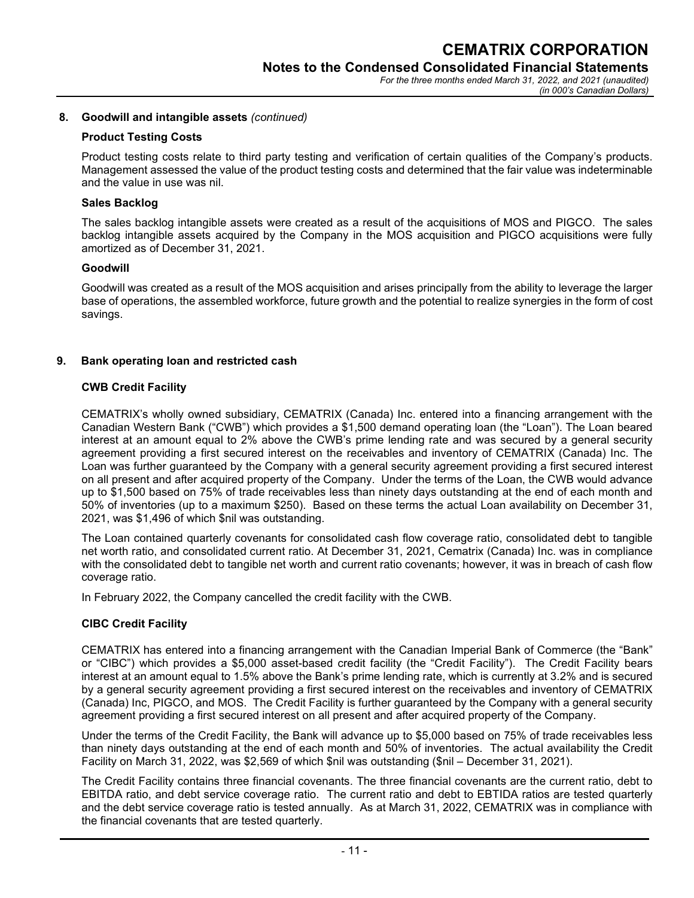## 8. Goodwill and intangible assets *(continued)*

### Product Testing Costs

Product testing costs relate to third party testing and verification of certain qualities of the Company's products. Management assessed the value of the product testing costs and determined that the fair value was indeterminable and the value in use was nil.

### Sales Backlog

The sales backlog intangible assets were created as a result of the acquisitions of MOS and PIGCO. The sales backlog intangible assets acquired by the Company in the MOS acquisition and PIGCO acquisitions were fully amortized as of December 31, 2021.

### Goodwill

Goodwill was created as a result of the MOS acquisition and arises principally from the ability to leverage the larger base of operations, the assembled workforce, future growth and the potential to realize synergies in the form of cost savings.

## 9. Bank operating loan and restricted cash

### CWB Credit Facility

CEMATRIX's wholly owned subsidiary, CEMATRIX (Canada) Inc. entered into a financing arrangement with the Canadian Western Bank ("CWB") which provides a $1,500 demand operating loan (the "Loan"). The Loan beared interest at an amount equal to 2% above the CWB's prime lending rate and was secured by a general security agreement providing a first secured interest on the receivables and inventory of CEMATRIX (Canada) Inc. The Loan was further guaranteed by the Company with a general security agreement providing a first secured interest on all present and after acquired property of the Company. Under the terms of the Loan, the CWB would advance up to $1,500 based on 75% of trade receivables less than ninety days outstanding at the end of each month and 50% of inventories (up to a maximum $250). Based on these terms the actual Loan availability on December 31, 2021, was $1,496 of which $nil was outstanding.

The Loan contained quarterly covenants for consolidated cash flow coverage ratio, consolidated debt to tangible net worth ratio, and consolidated current ratio. At December 31, 2021, Cematrix (Canada) Inc. was in compliance with the consolidated debt to tangible net worth and current ratio covenants; however, it was in breach of cash flow coverage ratio.

In February 2022, the Company cancelled the credit facility with the CWB.

### CIBC Credit Facility

CEMATRIX has entered into a financing arrangement with the Canadian Imperial Bank of Commerce (the "Bank" or "CIBC") which provides a $5,000 asset-based credit facility (the "Credit Facility"). The Credit Facility bears interest at an amount equal to 1.5% above the Bank's prime lending rate, which is currently at 3.2% and is secured by a general security agreement providing a first secured interest on the receivables and inventory of CEMATRIX (Canada) Inc, PIGCO, and MOS. The Credit Facility is further guaranteed by the Company with a general security agreement providing a first secured interest on all present and after acquired property of the Company.

Under the terms of the Credit Facility, the Bank will advance up to $5,000 based on 75% of trade receivables less than ninety days outstanding at the end of each month and 50% of inventories. The actual availability the Credit Facility on March 31, 2022, was $2,569 of which $nil was outstanding ($nil – December 31, 2021).

The Credit Facility contains three financial covenants. The three financial covenants are the current ratio, debt to EBITDA ratio, and debt service coverage ratio. The current ratio and debt to EBTIDA ratios are tested quarterly and the debt service coverage ratio is tested annually. As at March 31, 2022, CEMATRIX was in compliance with the financial covenants that are tested quarterly.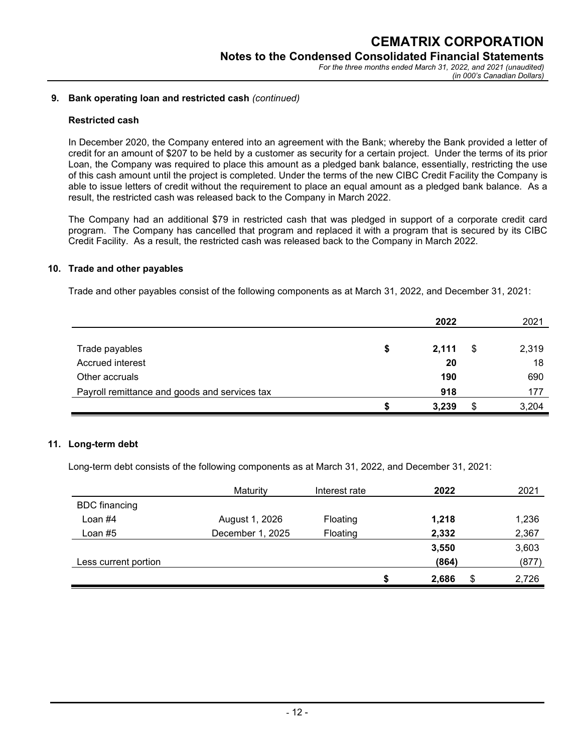## 9. Bank operating loan and restricted cash *(continued)*

### Restricted cash

In December 2020, the Company entered into an agreement with the Bank; whereby the Bank provided a letter of credit for an amount of $207 to be held by a customer as security for a certain project. Under the terms of its prior Loan, the Company was required to place this amount as a pledged bank balance, essentially, restricting the use of this cash amount until the project is completed. Under the terms of the new CIBC Credit Facility the Company is able to issue letters of credit without the requirement to place an equal amount as a pledged bank balance. As a result, the restricted cash was released back to the Company in March 2022.

The Company had an additional $79 in restricted cash that was pledged in support of a corporate credit card program. The Company has cancelled that program and replaced it with a program that is secured by its CIBC Credit Facility. As a result, the restricted cash was released back to the Company in March 2022.

## 10. Trade and other payables

Trade and other payables consist of the following components as at March 31, 2022, and December 31, 2021:

| | | **2022** | | 2021 |
|---|---|---|---|---|
| Trade payables | **$** | **2,111** | $ | 2,319 |
| Accrued interest | | **20** | | 18 |
| Other accruals | | **190** | | 690 |
| Payroll remittance and goods and services tax | | **918** | | 177 |
| | **$** | **3,239** | $ | 3,204 |

## 11. Long-term debt

Long-term debt consists of the following components as at March 31, 2022, and December 31, 2021:

| | Maturity | Interest rate | | **2022** | | 2021 |
|---|---|---|---|---|---|---|
| BDC financing | | | | | | |
| Loan #4 | August 1, 2026 | Floating | | **1,218** | | 1,236 |
| Loan #5 | December 1, 2025 | Floating | | **2,332** | | 2,367 |
| | | | | **3,550** | | 3,603 |
| Less current portion | | | | **(864)** | | (877) |
| | | | **$** | **2,686** | $ | 2,726 |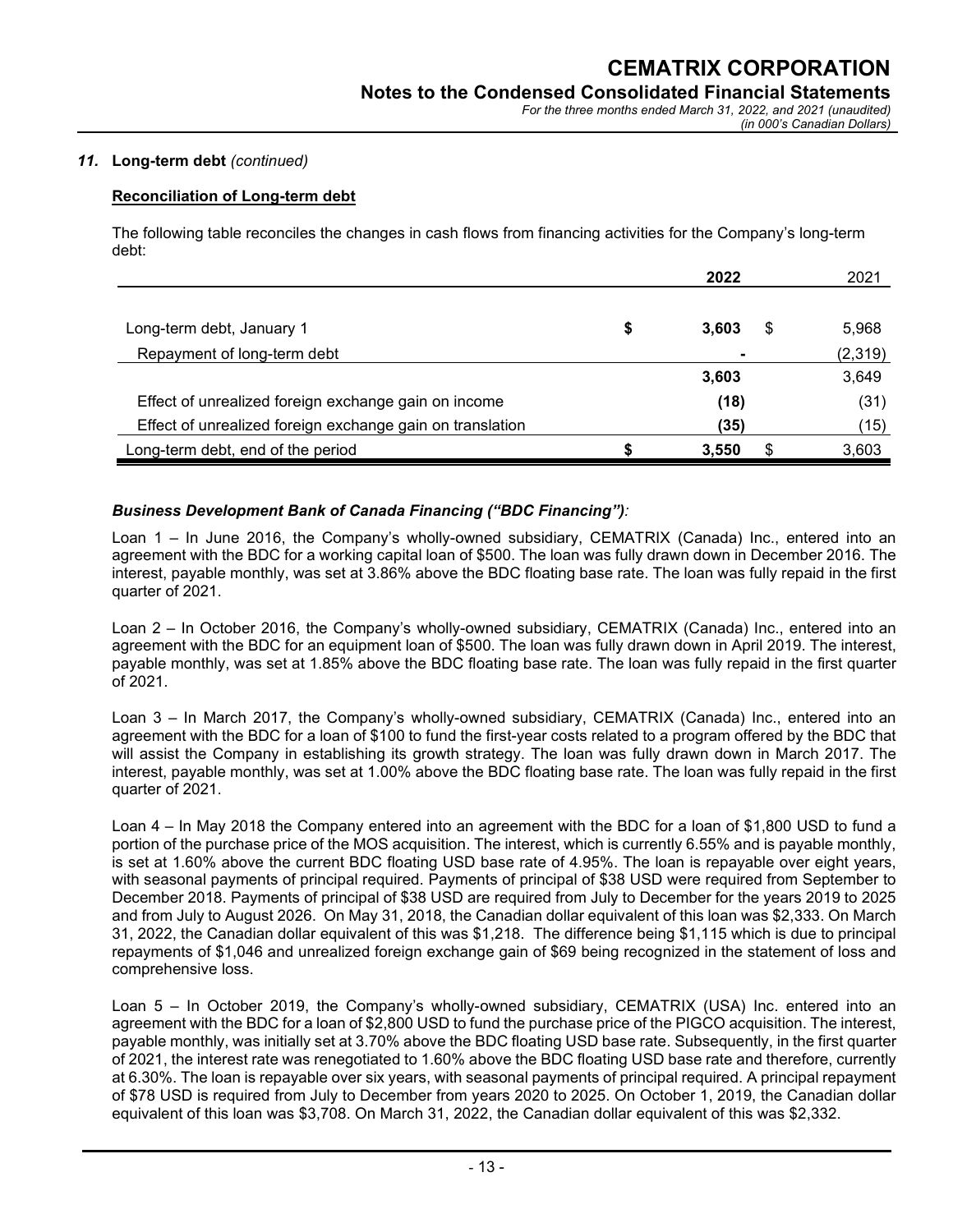### 11. Long-term debt *(continued)*

**Reconciliation of Long-term debt**

The following table reconciles the changes in cash flows from financing activities for the Company's long-term debt:

| | | 2022 | | 2021 |
|---|---|---|---|---|
| Long-term debt, January 1 | $ | 3,603 | $ | 5,968 |
| Repayment of long-term debt | | - | | (2,319) |
| | | 3,603 | | 3,649 |
| Effect of unrealized foreign exchange gain on income | | (18) | | (31) |
| Effect of unrealized foreign exchange gain on translation | | (35) | | (15) |
| Long-term debt, end of the period | $ | 3,550 | $ | 3,603 |

***Business Development Bank of Canada Financing ("BDC Financing")**:*

Loan 1 – In June 2016, the Company's wholly-owned subsidiary, CEMATRIX (Canada) Inc., entered into an agreement with the BDC for a working capital loan of $500. The loan was fully drawn down in December 2016. The interest, payable monthly, was set at 3.86% above the BDC floating base rate. The loan was fully repaid in the first quarter of 2021.

Loan 2 – In October 2016, the Company's wholly-owned subsidiary, CEMATRIX (Canada) Inc., entered into an agreement with the BDC for an equipment loan of $500. The loan was fully drawn down in April 2019. The interest, payable monthly, was set at 1.85% above the BDC floating base rate. The loan was fully repaid in the first quarter of 2021.

Loan 3 – In March 2017, the Company's wholly-owned subsidiary, CEMATRIX (Canada) Inc., entered into an agreement with the BDC for a loan of $100 to fund the first-year costs related to a program offered by the BDC that will assist the Company in establishing its growth strategy. The loan was fully drawn down in March 2017. The interest, payable monthly, was set at 1.00% above the BDC floating base rate. The loan was fully repaid in the first quarter of 2021.

Loan 4 – In May 2018 the Company entered into an agreement with the BDC for a loan of $1,800 USD to fund a portion of the purchase price of the MOS acquisition. The interest, which is currently 6.55% and is payable monthly, is set at 1.60% above the current BDC floating USD base rate of 4.95%. The loan is repayable over eight years, with seasonal payments of principal required. Payments of principal of $38 USD were required from September to December 2018. Payments of principal of $38 USD are required from July to December for the years 2019 to 2025 and from July to August 2026. On May 31, 2018, the Canadian dollar equivalent of this loan was $2,333. On March 31, 2022, the Canadian dollar equivalent of this was $1,218. The difference being $1,115 which is due to principal repayments of $1,046 and unrealized foreign exchange gain of $69 being recognized in the statement of loss and comprehensive loss.

Loan 5 – In October 2019, the Company's wholly-owned subsidiary, CEMATRIX (USA) Inc. entered into an agreement with the BDC for a loan of $2,800 USD to fund the purchase price of the PIGCO acquisition. The interest, payable monthly, was initially set at 3.70% above the BDC floating USD base rate. Subsequently, in the first quarter of 2021, the interest rate was renegotiated to 1.60% above the BDC floating USD base rate and therefore, currently at 6.30%. The loan is repayable over six years, with seasonal payments of principal required. A principal repayment of $78 USD is required from July to December from years 2020 to 2025. On October 1, 2019, the Canadian dollar equivalent of this loan was $3,708. On March 31, 2022, the Canadian dollar equivalent of this was $2,332.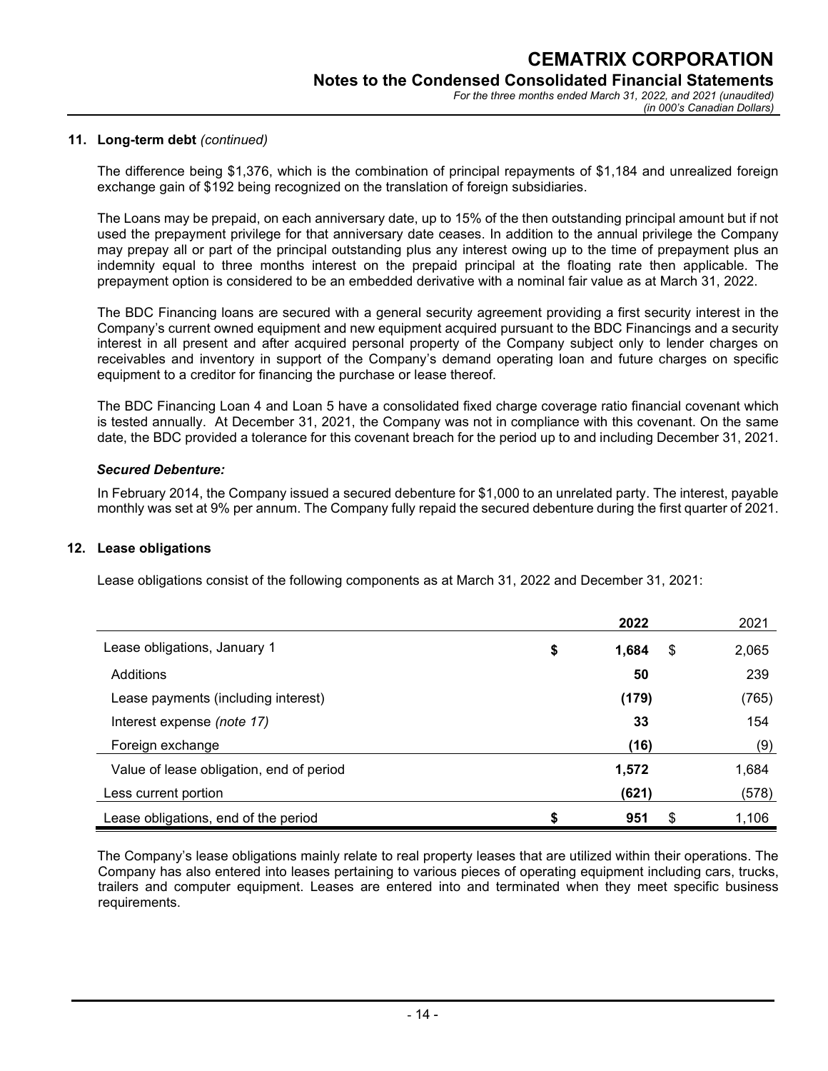## 11. Long-term debt *(continued)*

The difference being $1,376, which is the combination of principal repayments of $1,184 and unrealized foreign exchange gain of $192 being recognized on the translation of foreign subsidiaries.

The Loans may be prepaid, on each anniversary date, up to 15% of the then outstanding principal amount but if not used the prepayment privilege for that anniversary date ceases. In addition to the annual privilege the Company may prepay all or part of the principal outstanding plus any interest owing up to the time of prepayment plus an indemnity equal to three months interest on the prepaid principal at the floating rate then applicable. The prepayment option is considered to be an embedded derivative with a nominal fair value as at March 31, 2022.

The BDC Financing loans are secured with a general security agreement providing a first security interest in the Company's current owned equipment and new equipment acquired pursuant to the BDC Financings and a security interest in all present and after acquired personal property of the Company subject only to lender charges on receivables and inventory in support of the Company's demand operating loan and future charges on specific equipment to a creditor for financing the purchase or lease thereof.

The BDC Financing Loan 4 and Loan 5 have a consolidated fixed charge coverage ratio financial covenant which is tested annually. At December 31, 2021, the Company was not in compliance with this covenant. On the same date, the BDC provided a tolerance for this covenant breach for the period up to and including December 31, 2021.

### *Secured Debenture:*

In February 2014, the Company issued a secured debenture for $1,000 to an unrelated party. The interest, payable monthly was set at 9% per annum. The Company fully repaid the secured debenture during the first quarter of 2021.

## 12. Lease obligations

Lease obligations consist of the following components as at March 31, 2022 and December 31, 2021:

| | **2022** | 2021 |
|---|---|---|
| Lease obligations, January 1 | **$ 1,684** | $ 2,065 |
| Additions | **50** | 239 |
| Lease payments (including interest) | **(179)** | (765) |
| Interest expense *(note 17)* | **33** | 154 |
| Foreign exchange | **(16)** | (9) |
| Value of lease obligation, end of period | **1,572** | 1,684 |
| Less current portion | **(621)** | (578) |
| Lease obligations, end of the period | **$ 951** | $ 1,106 |

The Company's lease obligations mainly relate to real property leases that are utilized within their operations. The Company has also entered into leases pertaining to various pieces of operating equipment including cars, trucks, trailers and computer equipment. Leases are entered into and terminated when they meet specific business requirements.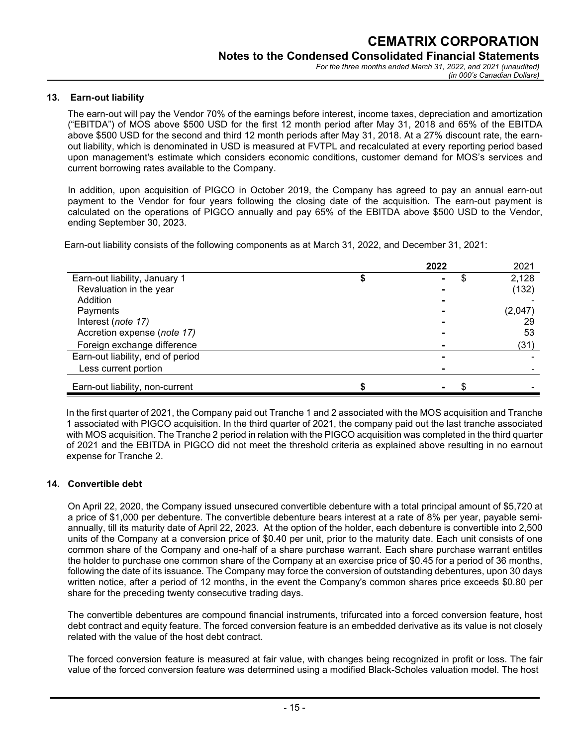## 13. Earn-out liability

The earn-out will pay the Vendor 70% of the earnings before interest, income taxes, depreciation and amortization ("EBITDA") of MOS above $500 USD for the first 12 month period after May 31, 2018 and 65% of the EBITDA above $500 USD for the second and third 12 month periods after May 31, 2018. At a 27% discount rate, the earn-out liability, which is denominated in USD is measured at FVTPL and recalculated at every reporting period based upon management's estimate which considers economic conditions, customer demand for MOS's services and current borrowing rates available to the Company.

In addition, upon acquisition of PIGCO in October 2019, the Company has agreed to pay an annual earn-out payment to the Vendor for four years following the closing date of the acquisition. The earn-out payment is calculated on the operations of PIGCO annually and pay 65% of the EBITDA above $500 USD to the Vendor, ending September 30, 2023.

Earn-out liability consists of the following components as at March 31, 2022, and December 31, 2021:

| | **2022** | 2021 |
|---|---|---|
| Earn-out liability, January 1 | $ - | $ 2,128 |
| Revaluation in the year | - | (132) |
| Addition | - | - |
| Payments | - | (2,047) |
| Interest (*note 17*) | - | 29 |
| Accretion expense (*note 17*) | - | 53 |
| Foreign exchange difference | - | (31) |
| Earn-out liability, end of period | - | - |
| Less current portion | - | - |
| Earn-out liability, non-current | $ - | $ - |

In the first quarter of 2021, the Company paid out Tranche 1 and 2 associated with the MOS acquisition and Tranche 1 associated with PIGCO acquisition. In the third quarter of 2021, the company paid out the last tranche associated with MOS acquisition. The Tranche 2 period in relation with the PIGCO acquisition was completed in the third quarter of 2021 and the EBITDA in PIGCO did not meet the threshold criteria as explained above resulting in no earnout expense for Tranche 2.

## 14. Convertible debt

On April 22, 2020, the Company issued unsecured convertible debenture with a total principal amount of $5,720 at a price of $1,000 per debenture. The convertible debenture bears interest at a rate of 8% per year, payable semi-annually, till its maturity date of April 22, 2023. At the option of the holder, each debenture is convertible into 2,500 units of the Company at a conversion price of $0.40 per unit, prior to the maturity date. Each unit consists of one common share of the Company and one-half of a share purchase warrant. Each share purchase warrant entitles the holder to purchase one common share of the Company at an exercise price of $0.45 for a period of 36 months, following the date of its issuance. The Company may force the conversion of outstanding debentures, upon 30 days written notice, after a period of 12 months, in the event the Company's common shares price exceeds $0.80 per share for the preceding twenty consecutive trading days.

The convertible debentures are compound financial instruments, trifurcated into a forced conversion feature, host debt contract and equity feature. The forced conversion feature is an embedded derivative as its value is not closely related with the value of the host debt contract.

The forced conversion feature is measured at fair value, with changes being recognized in profit or loss. The fair value of the forced conversion feature was determined using a modified Black-Scholes valuation model. The host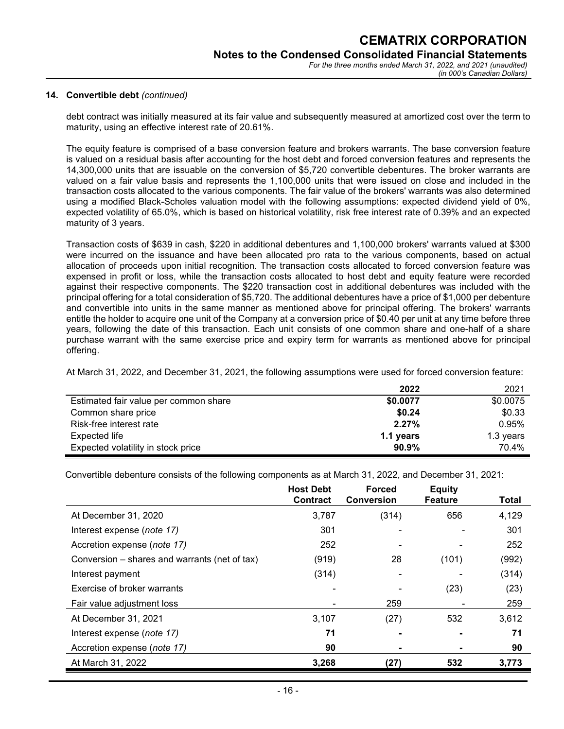## 14. Convertible debt *(continued)*

debt contract was initially measured at its fair value and subsequently measured at amortized cost over the term to maturity, using an effective interest rate of 20.61%.

The equity feature is comprised of a base conversion feature and brokers warrants. The base conversion feature is valued on a residual basis after accounting for the host debt and forced conversion features and represents the 14,300,000 units that are issuable on the conversion of $5,720 convertible debentures. The broker warrants are valued on a fair value basis and represents the 1,100,000 units that were issued on close and included in the transaction costs allocated to the various components. The fair value of the brokers' warrants was also determined using a modified Black-Scholes valuation model with the following assumptions: expected dividend yield of 0%, expected volatility of 65.0%, which is based on historical volatility, risk free interest rate of 0.39% and an expected maturity of 3 years.

Transaction costs of $639 in cash, $220 in additional debentures and 1,100,000 brokers' warrants valued at $300 were incurred on the issuance and have been allocated pro rata to the various components, based on actual allocation of proceeds upon initial recognition. The transaction costs allocated to forced conversion feature was expensed in profit or loss, while the transaction costs allocated to host debt and equity feature were recorded against their respective components. The $220 transaction cost in additional debentures was included with the principal offering for a total consideration of $5,720. The additional debentures have a price of $1,000 per debenture and convertible into units in the same manner as mentioned above for principal offering. The brokers' warrants entitle the holder to acquire one unit of the Company at a conversion price of $0.40 per unit at any time before three years, following the date of this transaction. Each unit consists of one common share and one-half of a share purchase warrant with the same exercise price and expiry term for warrants as mentioned above for principal offering.

At March 31, 2022, and December 31, 2021, the following assumptions were used for forced conversion feature:

| | **2022** | 2021 |
|---|---|---|
| Estimated fair value per common share | **$0.0077** | $0.0075 |
| Common share price | **$0.24** | $0.33 |
| Risk-free interest rate | **2.27%** | 0.95% |
| Expected life | **1.1 years** | 1.3 years |
| Expected volatility in stock price | **90.9%** | 70.4% |

Convertible debenture consists of the following components as at March 31, 2022, and December 31, 2021:

| | **Host Debt Contract** | **Forced Conversion** | **Equity Feature** | **Total** |
|---|---|---|---|---|
| At December 31, 2020 | 3,787 | (314) | 656 | 4,129 |
| Interest expense (*note 17)* | 301 | - | - | 301 |
| Accretion expense (*note 17)* | 252 | - | - | 252 |
| Conversion – shares and warrants (net of tax) | (919) | 28 | (101) | (992) |
| Interest payment | (314) | - | - | (314) |
| Exercise of broker warrants | - | - | (23) | (23) |
| Fair value adjustment loss | - | 259 | - | 259 |
| At December 31, 2021 | 3,107 | (27) | 532 | 3,612 |
| Interest expense (*note 17)* | **71** | **-** | **-** | **71** |
| Accretion expense (*note 17)* | **90** | **-** | **-** | **90** |
| At March 31, 2022 | **3,268** | **(27)** | **532** | **3,773** |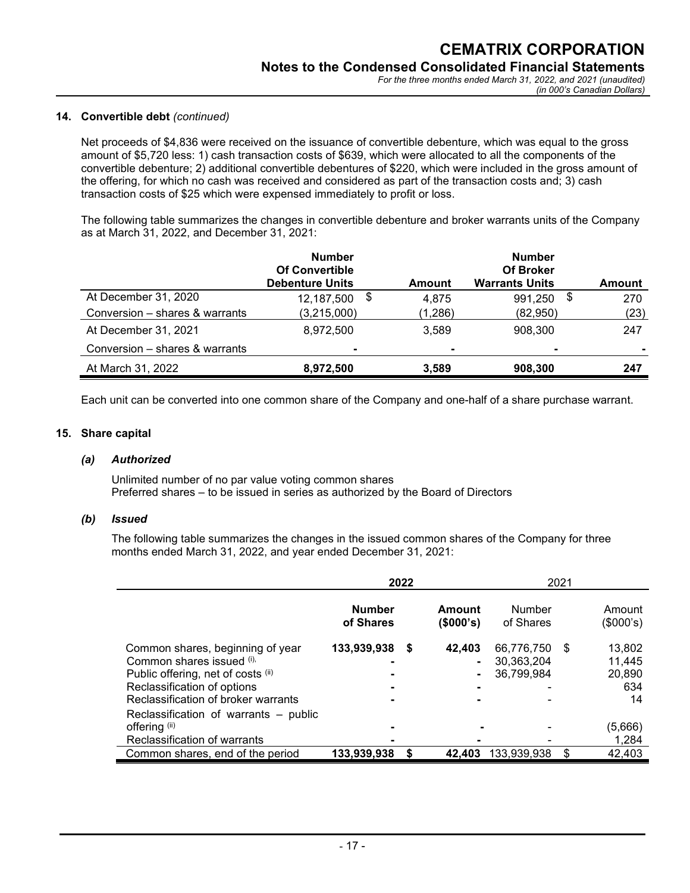### 14. Convertible debt *(continued)*

Net proceeds of $4,836 were received on the issuance of convertible debenture, which was equal to the gross amount of $5,720 less: 1) cash transaction costs of $639, which were allocated to all the components of the convertible debenture; 2) additional convertible debentures of $220, which were included in the gross amount of the offering, for which no cash was received and considered as part of the transaction costs and; 3) cash transaction costs of $25 which were expensed immediately to profit or loss.

The following table summarizes the changes in convertible debenture and broker warrants units of the Company as at March 31, 2022, and December 31, 2021:

| | Number Of Convertible Debenture Units | Amount | Number Of Broker Warrants Units | Amount |
|---|---|---|---|---|
| At December 31, 2020 | 12,187,500 | $ 4,875 | 991,250 | $ 270 |
| Conversion – shares & warrants | (3,215,000) | (1,286) | (82,950) | (23) |
| At December 31, 2021 | 8,972,500 | 3,589 | 908,300 | 247 |
| Conversion – shares & warrants | - | - | - | - |
| At March 31, 2022 | **8,972,500** | **3,589** | **908,300** | **247** |

Each unit can be converted into one common share of the Company and one-half of a share purchase warrant.

### 15. Share capital

#### *(a) Authorized*

Unlimited number of no par value voting common shares
Preferred shares – to be issued in series as authorized by the Board of Directors

#### *(b) Issued*

The following table summarizes the changes in the issued common shares of the Company for three months ended March 31, 2022, and year ended December 31, 2021:

| | 2022 | | 2021 | |
|---|---|---|---|---|
| | **Number of Shares** | **Amount ($000's)** | Number of Shares | Amount ($000's) |
| Common shares, beginning of year | **133,939,938** | **$ 42,403** | 66,776,750 | $ 13,802 |
| Common shares issued (i) | - | - | 30,363,204 | 11,445 |
| Public offering, net of costs (ii) | - | - | 36,799,984 | 20,890 |
| Reclassification of options | - | - | - | 634 |
| Reclassification of broker warrants | - | - | - | 14 |
| Reclassification of warrants – public offering (ii) | - | - | - | (5,666) |
| Reclassification of warrants | - | - | - | 1,284 |
| Common shares, end of the period | **133,939,938** | **$ 42,403** | 133,939,938 | $ 42,403 |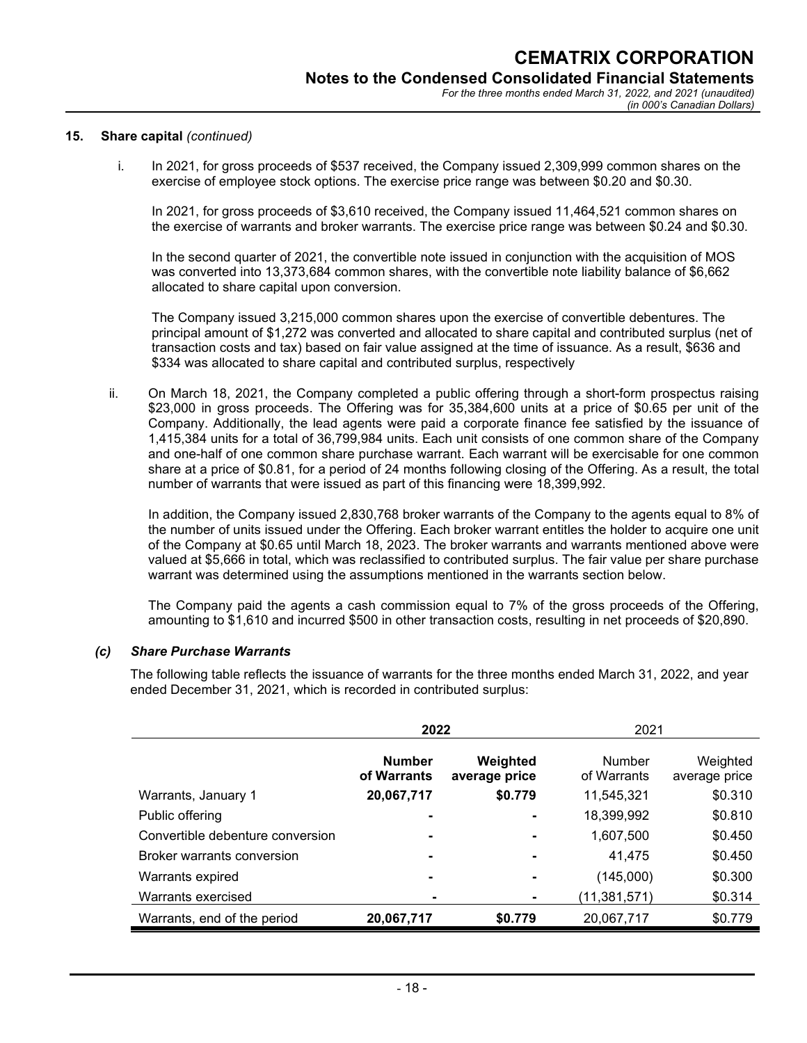## 15. Share capital *(continued)*

i. In 2021, for gross proceeds of $537 received, the Company issued 2,309,999 common shares on the exercise of employee stock options. The exercise price range was between $0.20 and $0.30.

   In 2021, for gross proceeds of $3,610 received, the Company issued 11,464,521 common shares on the exercise of warrants and broker warrants. The exercise price range was between $0.24 and $0.30.

   In the second quarter of 2021, the convertible note issued in conjunction with the acquisition of MOS was converted into 13,373,684 common shares, with the convertible note liability balance of $6,662 allocated to share capital upon conversion.

   The Company issued 3,215,000 common shares upon the exercise of convertible debentures. The principal amount of $1,272 was converted and allocated to share capital and contributed surplus (net of transaction costs and tax) based on fair value assigned at the time of issuance. As a result, $636 and $334 was allocated to share capital and contributed surplus, respectively

ii. On March 18, 2021, the Company completed a public offering through a short-form prospectus raising $23,000 in gross proceeds. The Offering was for 35,384,600 units at a price of $0.65 per unit of the Company. Additionally, the lead agents were paid a corporate finance fee satisfied by the issuance of 1,415,384 units for a total of 36,799,984 units. Each unit consists of one common share of the Company and one-half of one common share purchase warrant. Each warrant will be exercisable for one common share at a price of $0.81, for a period of 24 months following closing of the Offering. As a result, the total number of warrants that were issued as part of this financing were 18,399,992.

   In addition, the Company issued 2,830,768 broker warrants of the Company to the agents equal to 8% of the number of units issued under the Offering. Each broker warrant entitles the holder to acquire one unit of the Company at $0.65 until March 18, 2023. The broker warrants and warrants mentioned above were valued at $5,666 in total, which was reclassified to contributed surplus. The fair value per share purchase warrant was determined using the assumptions mentioned in the warrants section below.

   The Company paid the agents a cash commission equal to 7% of the gross proceeds of the Offering, amounting to $1,610 and incurred $500 in other transaction costs, resulting in net proceeds of $20,890.

### *(c) Share Purchase Warrants*

The following table reflects the issuance of warrants for the three months ended March 31, 2022, and year ended December 31, 2021, which is recorded in contributed surplus:

| | **2022** | | 2021 | |
|---|---|---|---|---|
| | **Number of Warrants** | **Weighted average price** | Number of Warrants | Weighted average price |
| Warrants, January 1 | **20,067,717** | **$0.779** | 11,545,321 | $0.310 |
| Public offering | **-** | **-** | 18,399,992 | $0.810 |
| Convertible debenture conversion | **-** | **-** | 1,607,500 | $0.450 |
| Broker warrants conversion | **-** | **-** | 41,475 | $0.450 |
| Warrants expired | **-** | **-** | (145,000) | $0.300 |
| Warrants exercised | **-** | **-** | (11,381,571) | $0.314 |
| Warrants, end of the period | **20,067,717** | **$0.779** | 20,067,717 | $0.779 |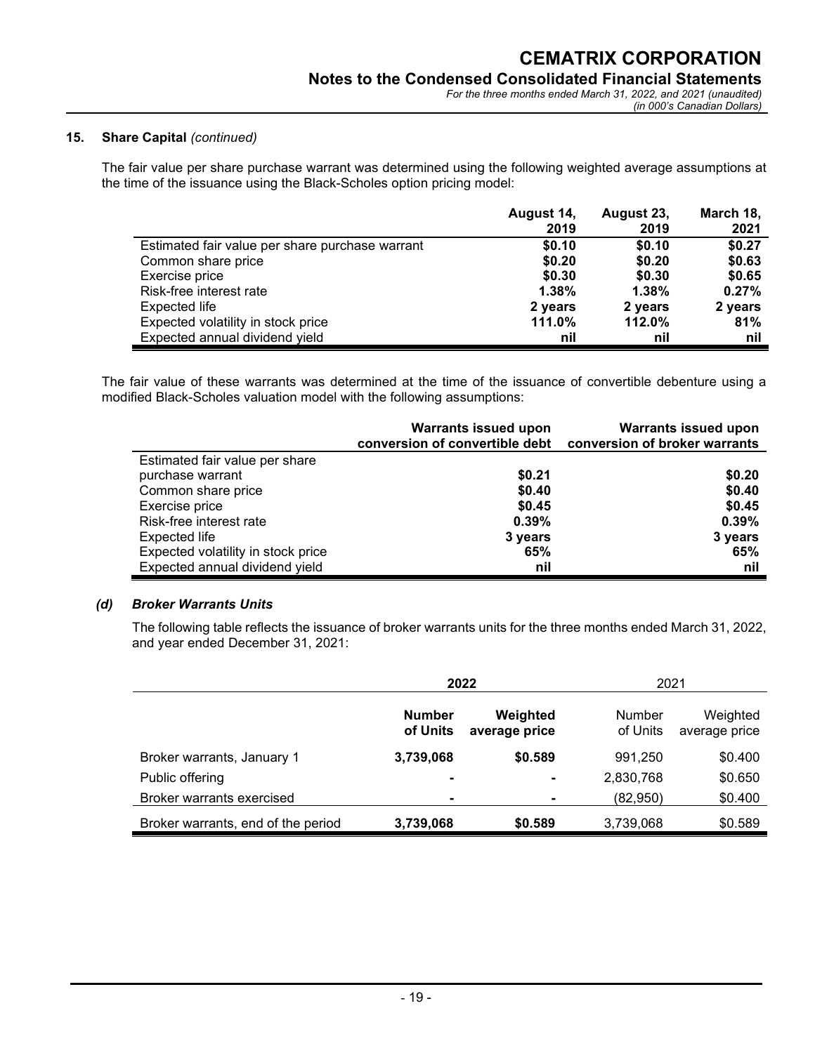## 15. Share Capital *(continued)*

The fair value per share purchase warrant was determined using the following weighted average assumptions at the time of the issuance using the Black-Scholes option pricing model:

| | August 14, 2019 | August 23, 2019 | March 18, 2021 |
|---|---|---|---|
| Estimated fair value per share purchase warrant | **$0.10** | **$0.10** | **$0.27** |
| Common share price | **$0.20** | **$0.20** | **$0.63** |
| Exercise price | **$0.30** | **$0.30** | **$0.65** |
| Risk-free interest rate | **1.38%** | **1.38%** | **0.27%** |
| Expected life | **2 years** | **2 years** | **2 years** |
| Expected volatility in stock price | **111.0%** | **112.0%** | **81%** |
| Expected annual dividend yield | **nil** | **nil** | **nil** |

The fair value of these warrants was determined at the time of the issuance of convertible debenture using a modified Black-Scholes valuation model with the following assumptions:

| | Warrants issued upon conversion of convertible debt | Warrants issued upon conversion of broker warrants |
|---|---|---|
| Estimated fair value per share purchase warrant | **$0.21** | **$0.20** |
| Common share price | **$0.40** | **$0.40** |
| Exercise price | **$0.45** | **$0.45** |
| Risk-free interest rate | **0.39%** | **0.39%** |
| Expected life | **3 years** | **3 years** |
| Expected volatility in stock price | **65%** | **65%** |
| Expected annual dividend yield | **nil** | **nil** |

### *(d) Broker Warrants Units*

The following table reflects the issuance of broker warrants units for the three months ended March 31, 2022, and year ended December 31, 2021:

| | **2022** | | 2021 | |
|---|---|---|---|---|
| | **Number of Units** | **Weighted average price** | Number of Units | Weighted average price |
| Broker warrants, January 1 | **3,739,068** | **$0.589** | 991,250 | $0.400 |
| Public offering | **-** | **-** | 2,830,768 | $0.650 |
| Broker warrants exercised | **-** | **-** | (82,950) | $0.400 |
| Broker warrants, end of the period | **3,739,068** | **$0.589** | 3,739,068 | $0.589 |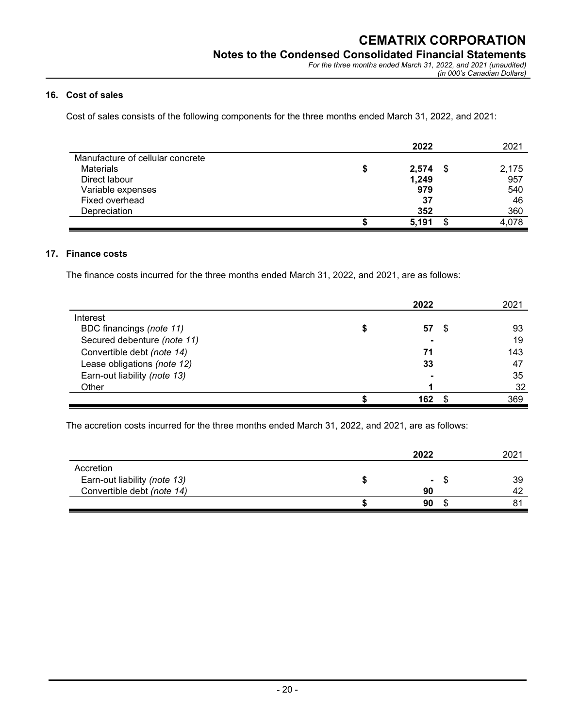## 16. Cost of sales

Cost of sales consists of the following components for the three months ended March 31, 2022, and 2021:

| | 2022 | 2021 |
|---|---|---|
| Manufacture of cellular concrete | | |
| Materials | $ 2,574 | $ 2,175 |
| Direct labour | 1,249 | 957 |
| Variable expenses | 979 | 540 |
| Fixed overhead | 37 | 46 |
| Depreciation | 352 | 360 |
| | $ 5,191 | $ 4,078 |

## 17. Finance costs

The finance costs incurred for the three months ended March 31, 2022, and 2021, are as follows:

| | 2022 | 2021 |
|---|---|---|
| Interest | | |
| BDC financings *(note 11)* | $ 57 | $ 93 |
| Secured debenture *(note 11)* | - | 19 |
| Convertible debt *(note 14)* | 71 | 143 |
| Lease obligations *(note 12)* | 33 | 47 |
| Earn-out liability *(note 13)* | - | 35 |
| Other | 1 | 32 |
| | $ 162 | $ 369 |

The accretion costs incurred for the three months ended March 31, 2022, and 2021, are as follows:

| | 2022 | 2021 |
|---|---|---|
| Accretion | | |
| Earn-out liability *(note 13)* | $ - | $ 39 |
| Convertible debt *(note 14)* | 90 | 42 |
| | $ 90 | $ 81 |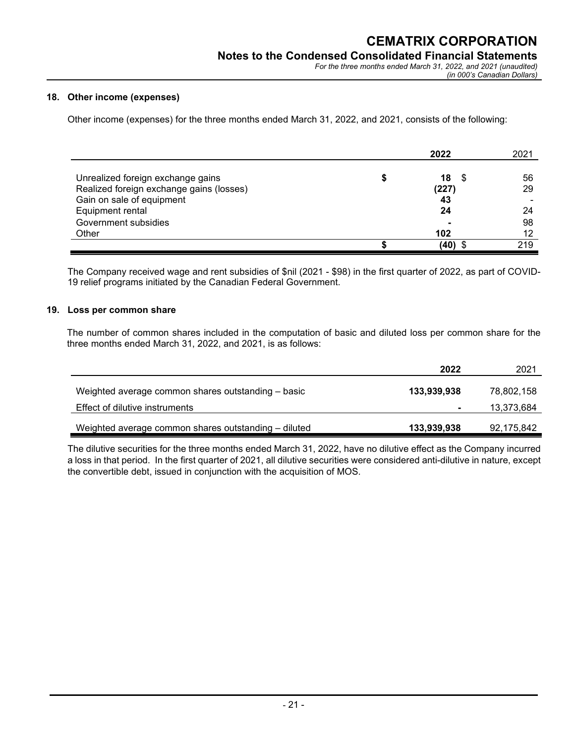### 18. Other income (expenses)

Other income (expenses) for the three months ended March 31, 2022, and 2021, consists of the following:

| | 2022 | 2021 |
|---|---|---|
| Unrealized foreign exchange gains | $ 18 | $ 56 |
| Realized foreign exchange gains (losses) | (227) | 29 |
| Gain on sale of equipment | 43 | - |
| Equipment rental | 24 | 24 |
| Government subsidies | - | 98 |
| Other | 102 | 12 |
| | $ (40) | $ 219 |

The Company received wage and rent subsidies of $nil (2021 - $98) in the first quarter of 2022, as part of COVID-19 relief programs initiated by the Canadian Federal Government.

### 19. Loss per common share

The number of common shares included in the computation of basic and diluted loss per common share for the three months ended March 31, 2022, and 2021, is as follows:

| | 2022 | 2021 |
|---|---|---|
| Weighted average common shares outstanding – basic | 133,939,938 | 78,802,158 |
| Effect of dilutive instruments | - | 13,373,684 |
| Weighted average common shares outstanding – diluted | 133,939,938 | 92,175,842 |

The dilutive securities for the three months ended March 31, 2022, have no dilutive effect as the Company incurred a loss in that period. In the first quarter of 2021, all dilutive securities were considered anti-dilutive in nature, except the convertible debt, issued in conjunction with the acquisition of MOS.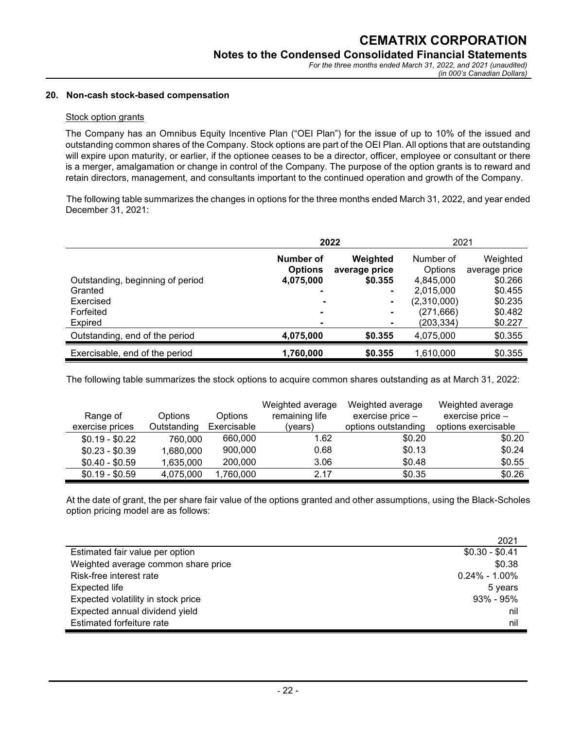## 20. Non-cash stock-based compensation

### Stock option grants

The Company has an Omnibus Equity Incentive Plan ("OEI Plan") for the issue of up to 10% of the issued and outstanding common shares of the Company. Stock options are part of the OEI Plan. All options that are outstanding will expire upon maturity, or earlier, if the optionee ceases to be a director, officer, employee or consultant or there is a merger, amalgamation or change in control of the Company. The purpose of the option grants is to reward and retain directors, management, and consultants important to the continued operation and growth of the Company.

The following table summarizes the changes in options for the three months ended March 31, 2022, and year ended December 31, 2021:

| | **2022** | | 2021 | |
|---|---|---|---|---|
| | **Number of Options** | **Weighted average price** | Number of Options | Weighted average price |
| Outstanding, beginning of period | **4,075,000** | **$0.355** | 4,845,000 | $0.266 |
| Granted | **-** | **-** | 2,015,000 | $0.455 |
| Exercised | **-** | **-** | (2,310,000) | $0.235 |
| Forfeited | **-** | **-** | (271,666) | $0.482 |
| Expired | **-** | **-** | (203,334) | $0.227 |
| Outstanding, end of the period | **4,075,000** | **$0.355** | 4,075,000 | $0.355 |
| Exercisable, end of the period | **1,760,000** | **$0.355** | 1,610,000 | $0.355 |

The following table summarizes the stock options to acquire common shares outstanding as at March 31, 2022:

| Range of exercise prices | Options Outstanding | Options Exercisable | Weighted average remaining life (years) | Weighted average exercise price – options outstanding | Weighted average exercise price – options exercisable |
|---|---|---|---|---|---|
| $0.19 - $0.22 | 760,000 | 660,000 | 1.62 | $0.20 | $0.20 |
| $0.23 - $0.39 | 1,680,000 | 900,000 | 0.68 | $0.13 | $0.24 |
| $0.40 - $0.59 | 1,635,000 | 200,000 | 3.06 | $0.48 | $0.55 |
| $0.19 - $0.59 | 4,075,000 | 1,760,000 | 2.17 | $0.35 | $0.26 |

At the date of grant, the per share fair value of the options granted and other assumptions, using the Black-Scholes option pricing model are as follows:

| | 2021 |
|---|---|
| Estimated fair value per option | $0.30 - $0.41 |
| Weighted average common share price | $0.38 |
| Risk-free interest rate | 0.24% - 1.00% |
| Expected life | 5 years |
| Expected volatility in stock price | 93% - 95% |
| Expected annual dividend yield | nil |
| Estimated forfeiture rate | nil |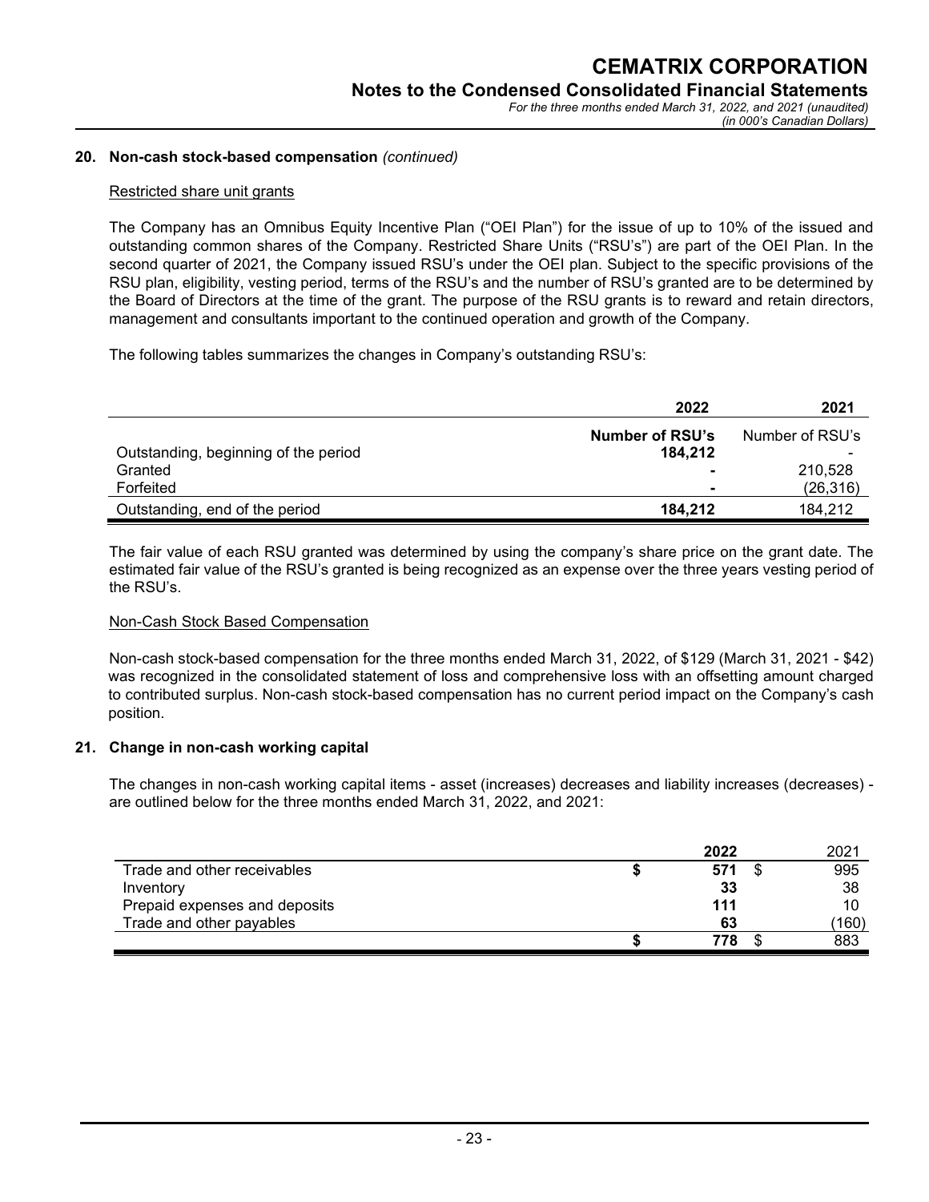## 20. Non-cash stock-based compensation *(continued)*

Restricted share unit grants

The Company has an Omnibus Equity Incentive Plan ("OEI Plan") for the issue of up to 10% of the issued and outstanding common shares of the Company. Restricted Share Units ("RSU's") are part of the OEI Plan. In the second quarter of 2021, the Company issued RSU's under the OEI plan. Subject to the specific provisions of the RSU plan, eligibility, vesting period, terms of the RSU's and the number of RSU's granted are to be determined by the Board of Directors at the time of the grant. The purpose of the RSU grants is to reward and retain directors, management and consultants important to the continued operation and growth of the Company.

The following tables summarizes the changes in Company's outstanding RSU's:

| | 2022 | 2021 |
|---|---|---|
| | **Number of RSU's** | Number of RSU's |
| Outstanding, beginning of the period | **184,212** | - |
| Granted | **-** | 210,528 |
| Forfeited | **-** | (26,316) |
| Outstanding, end of the period | **184,212** | 184,212 |

The fair value of each RSU granted was determined by using the company's share price on the grant date. The estimated fair value of the RSU's granted is being recognized as an expense over the three years vesting period of the RSU's.

Non-Cash Stock Based Compensation

Non-cash stock-based compensation for the three months ended March 31, 2022, of $129 (March 31, 2021 - $42) was recognized in the consolidated statement of loss and comprehensive loss with an offsetting amount charged to contributed surplus. Non-cash stock-based compensation has no current period impact on the Company's cash position.

## 21. Change in non-cash working capital

The changes in non-cash working capital items - asset (increases) decreases and liability increases (decreases) - are outlined below for the three months ended March 31, 2022, and 2021:

| | 2022 | 2021 |
|---|---|---|
| Trade and other receivables | **$ 571** | $ 995 |
| Inventory | **33** | 38 |
| Prepaid expenses and deposits | **111** | 10 |
| Trade and other payables | **63** | (160) |
| | **$ 778** | $ 883 |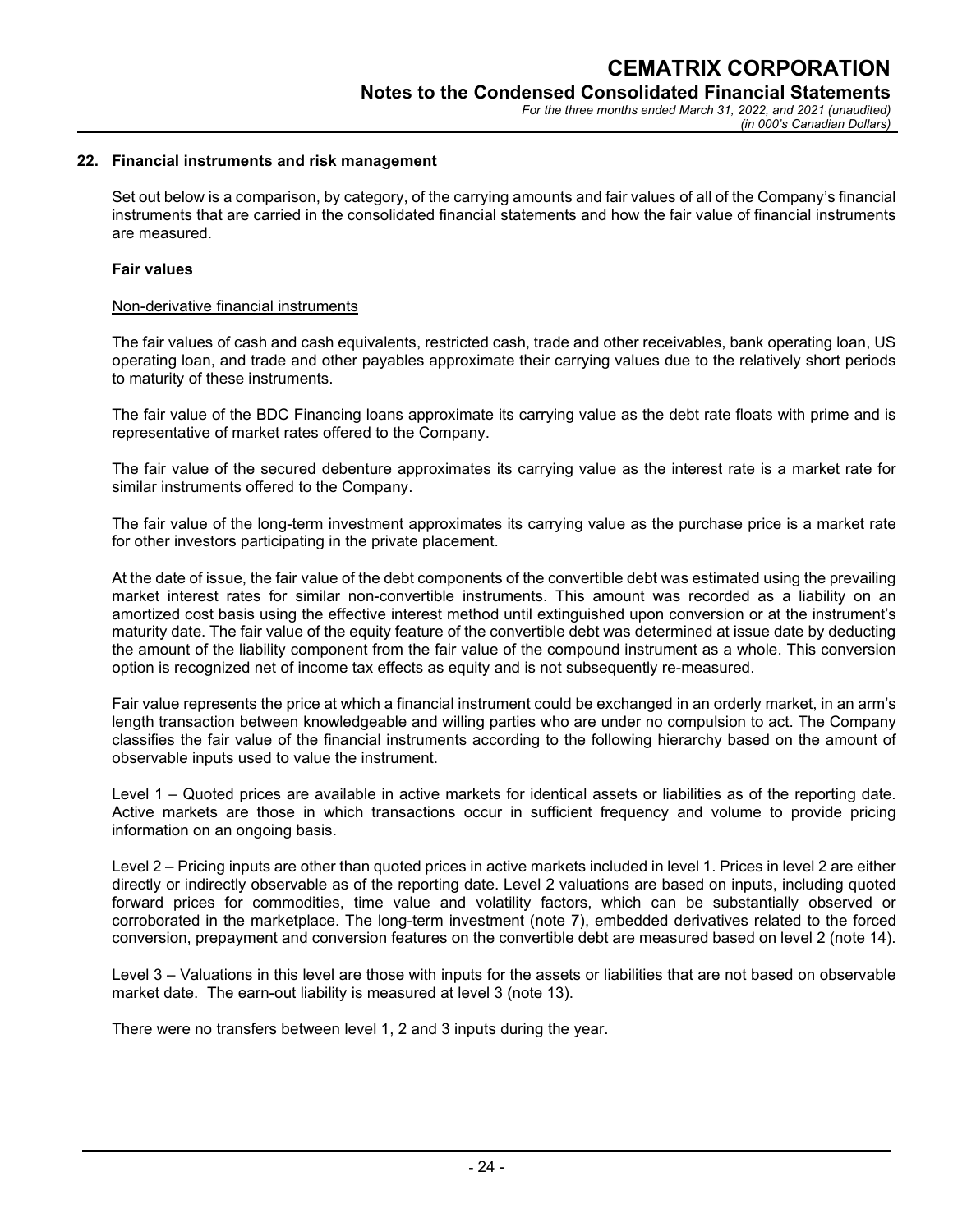## 22. Financial instruments and risk management

Set out below is a comparison, by category, of the carrying amounts and fair values of all of the Company's financial instruments that are carried in the consolidated financial statements and how the fair value of financial instruments are measured.

**Fair values**

Non-derivative financial instruments

The fair values of cash and cash equivalents, restricted cash, trade and other receivables, bank operating loan, US operating loan, and trade and other payables approximate their carrying values due to the relatively short periods to maturity of these instruments.

The fair value of the BDC Financing loans approximate its carrying value as the debt rate floats with prime and is representative of market rates offered to the Company.

The fair value of the secured debenture approximates its carrying value as the interest rate is a market rate for similar instruments offered to the Company.

The fair value of the long-term investment approximates its carrying value as the purchase price is a market rate for other investors participating in the private placement.

At the date of issue, the fair value of the debt components of the convertible debt was estimated using the prevailing market interest rates for similar non-convertible instruments. This amount was recorded as a liability on an amortized cost basis using the effective interest method until extinguished upon conversion or at the instrument's maturity date. The fair value of the equity feature of the convertible debt was determined at issue date by deducting the amount of the liability component from the fair value of the compound instrument as a whole. This conversion option is recognized net of income tax effects as equity and is not subsequently re-measured.

Fair value represents the price at which a financial instrument could be exchanged in an orderly market, in an arm's length transaction between knowledgeable and willing parties who are under no compulsion to act. The Company classifies the fair value of the financial instruments according to the following hierarchy based on the amount of observable inputs used to value the instrument.

Level 1 – Quoted prices are available in active markets for identical assets or liabilities as of the reporting date. Active markets are those in which transactions occur in sufficient frequency and volume to provide pricing information on an ongoing basis.

Level 2 – Pricing inputs are other than quoted prices in active markets included in level 1. Prices in level 2 are either directly or indirectly observable as of the reporting date. Level 2 valuations are based on inputs, including quoted forward prices for commodities, time value and volatility factors, which can be substantially observed or corroborated in the marketplace. The long-term investment (note 7), embedded derivatives related to the forced conversion, prepayment and conversion features on the convertible debt are measured based on level 2 (note 14).

Level 3 – Valuations in this level are those with inputs for the assets or liabilities that are not based on observable market date. The earn-out liability is measured at level 3 (note 13).

There were no transfers between level 1, 2 and 3 inputs during the year.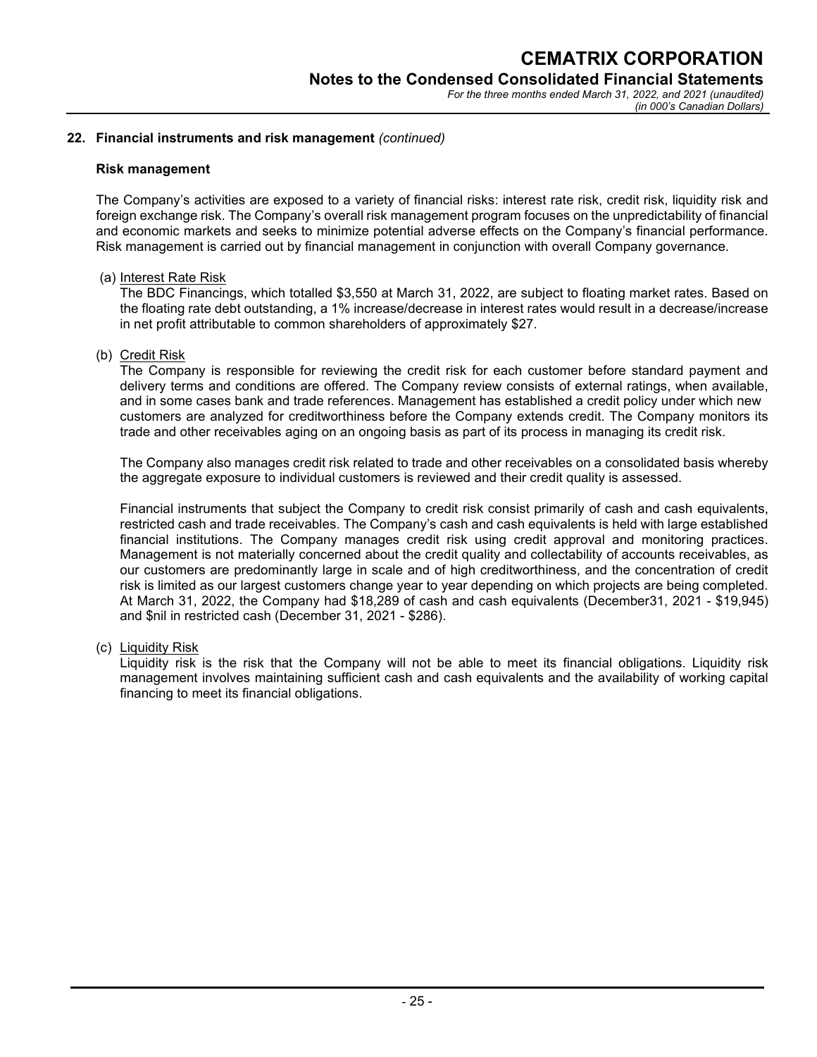## 22. Financial instruments and risk management *(continued)*

### Risk management

The Company's activities are exposed to a variety of financial risks: interest rate risk, credit risk, liquidity risk and foreign exchange risk. The Company's overall risk management program focuses on the unpredictability of financial and economic markets and seeks to minimize potential adverse effects on the Company's financial performance. Risk management is carried out by financial management in conjunction with overall Company governance.

(a) Interest Rate Risk

The BDC Financings, which totalled $3,550 at March 31, 2022, are subject to floating market rates. Based on the floating rate debt outstanding, a 1% increase/decrease in interest rates would result in a decrease/increase in net profit attributable to common shareholders of approximately $27.

(b) Credit Risk

The Company is responsible for reviewing the credit risk for each customer before standard payment and delivery terms and conditions are offered. The Company review consists of external ratings, when available, and in some cases bank and trade references. Management has established a credit policy under which new customers are analyzed for creditworthiness before the Company extends credit. The Company monitors its trade and other receivables aging on an ongoing basis as part of its process in managing its credit risk.

The Company also manages credit risk related to trade and other receivables on a consolidated basis whereby the aggregate exposure to individual customers is reviewed and their credit quality is assessed.

Financial instruments that subject the Company to credit risk consist primarily of cash and cash equivalents, restricted cash and trade receivables. The Company's cash and cash equivalents is held with large established financial institutions. The Company manages credit risk using credit approval and monitoring practices. Management is not materially concerned about the credit quality and collectability of accounts receivables, as our customers are predominantly large in scale and of high creditworthiness, and the concentration of credit risk is limited as our largest customers change year to year depending on which projects are being completed. At March 31, 2022, the Company had $18,289 of cash and cash equivalents (December31, 2021 - $19,945) and $nil in restricted cash (December 31, 2021 - $286).

(c) Liquidity Risk

Liquidity risk is the risk that the Company will not be able to meet its financial obligations. Liquidity risk management involves maintaining sufficient cash and cash equivalents and the availability of working capital financing to meet its financial obligations.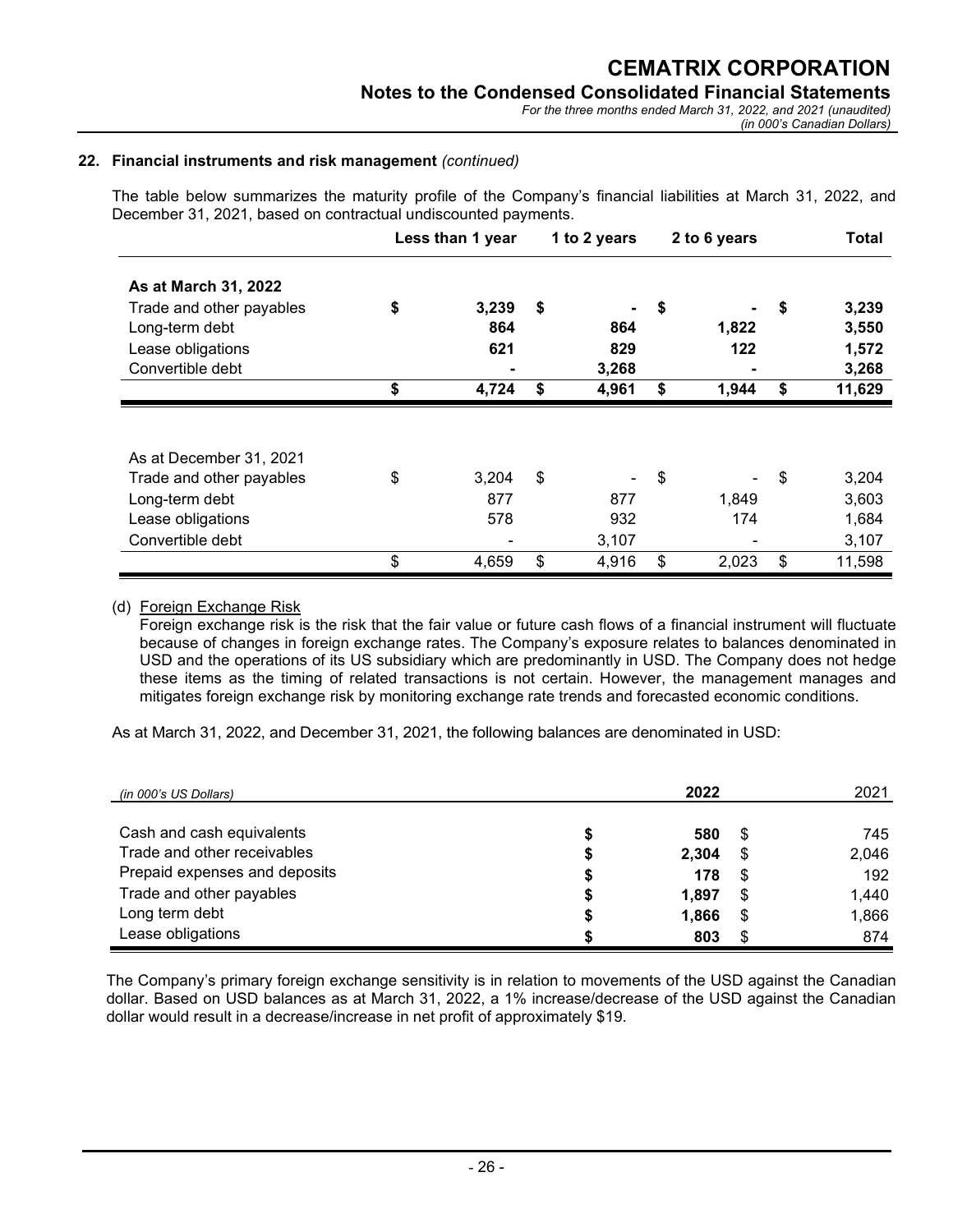**22. Financial instruments and risk management** *(continued)*

The table below summarizes the maturity profile of the Company's financial liabilities at March 31, 2022, and December 31, 2021, based on contractual undiscounted payments.

| | Less than 1 year | 1 to 2 years | 2 to 6 years | Total |
|---|---|---|---|---|
| **As at March 31, 2022** | | | | |
| Trade and other payables | **$ 3,239** | **$ -** | **$ -** | **$ 3,239** |
| Long-term debt | **864** | **864** | **1,822** | **3,550** |
| Lease obligations | **621** | **829** | **122** | **1,572** |
| Convertible debt | **-** | **3,268** | **-** | **3,268** |
| | **$ 4,724** | **$ 4,961** | **$ 1,944** | **$ 11,629** |
| | | | | |
| As at December 31, 2021 | | | | |
| Trade and other payables | $ 3,204 | $ - | $ - | $ 3,204 |
| Long-term debt | 877 | 877 | 1,849 | 3,603 |
| Lease obligations | 578 | 932 | 174 | 1,684 |
| Convertible debt | - | 3,107 | - | 3,107 |
| | $ 4,659 | $ 4,916 | $ 2,023 | $ 11,598 |

(d) Foreign Exchange Risk

Foreign exchange risk is the risk that the fair value or future cash flows of a financial instrument will fluctuate because of changes in foreign exchange rates. The Company's exposure relates to balances denominated in USD and the operations of its US subsidiary which are predominantly in USD. The Company does not hedge these items as the timing of related transactions is not certain. However, the management manages and mitigates foreign exchange risk by monitoring exchange rate trends and forecasted economic conditions.

As at March 31, 2022, and December 31, 2021, the following balances are denominated in USD:

| *(in 000's US Dollars)* | **2022** | 2021 |
|---|---|---|
| Cash and cash equivalents | **$ 580** | $ 745 |
| Trade and other receivables | **$ 2,304** | $ 2,046 |
| Prepaid expenses and deposits | **$ 178** | $ 192 |
| Trade and other payables | **$ 1,897** | $ 1,440 |
| Long term debt | **$ 1,866** | $ 1,866 |
| Lease obligations | **$ 803** | $ 874 |

The Company's primary foreign exchange sensitivity is in relation to movements of the USD against the Canadian dollar. Based on USD balances as at March 31, 2022, a 1% increase/decrease of the USD against the Canadian dollar would result in a decrease/increase in net profit of approximately $19.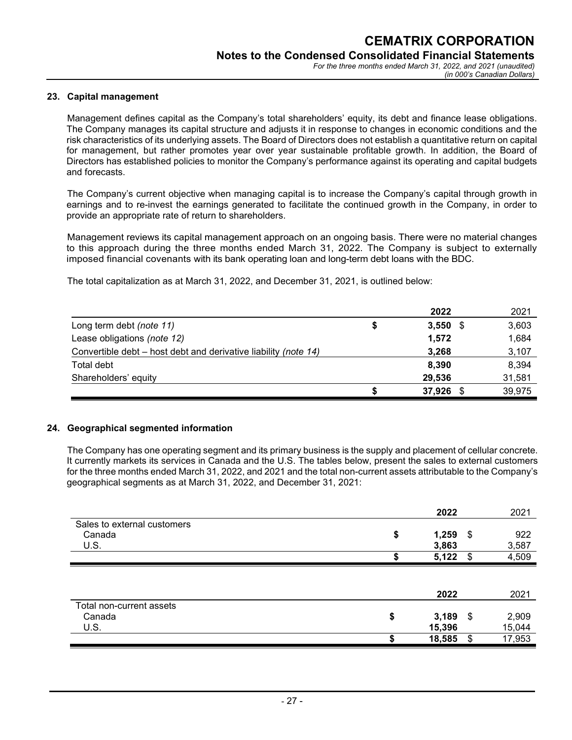## 23. Capital management

Management defines capital as the Company's total shareholders' equity, its debt and finance lease obligations. The Company manages its capital structure and adjusts it in response to changes in economic conditions and the risk characteristics of its underlying assets. The Board of Directors does not establish a quantitative return on capital for management, but rather promotes year over year sustainable profitable growth. In addition, the Board of Directors has established policies to monitor the Company's performance against its operating and capital budgets and forecasts.

The Company's current objective when managing capital is to increase the Company's capital through growth in earnings and to re-invest the earnings generated to facilitate the continued growth in the Company, in order to provide an appropriate rate of return to shareholders.

Management reviews its capital management approach on an ongoing basis. There were no material changes to this approach during the three months ended March 31, 2022. The Company is subject to externally imposed financial covenants with its bank operating loan and long-term debt loans with the BDC.

The total capitalization as at March 31, 2022, and December 31, 2021, is outlined below:

| | **2022** | 2021 |
|---|---|---|
| Long term debt *(note 11)* | **$ 3,550** | $ 3,603 |
| Lease obligations *(note 12)* | **1,572** | 1,684 |
| Convertible debt – host debt and derivative liability *(note 14)* | **3,268** | 3,107 |
| Total debt | **8,390** | 8,394 |
| Shareholders' equity | **29,536** | 31,581 |
| | **$ 37,926** | $ 39,975 |

## 24. Geographical segmented information

The Company has one operating segment and its primary business is the supply and placement of cellular concrete. It currently markets its services in Canada and the U.S. The tables below, present the sales to external customers for the three months ended March 31, 2022, and 2021 and the total non-current assets attributable to the Company's geographical segments as at March 31, 2022, and December 31, 2021:

| | **2022** | 2021 |
|---|---|---|
| Sales to external customers | | |
| Canada | **$ 1,259** | $ 922 |
| U.S. | **3,863** | 3,587 |
| | **$ 5,122** | $ 4,509 |

| | **2022** | 2021 |
|---|---|---|
| Total non-current assets | | |
| Canada | **$ 3,189** | $ 2,909 |
| U.S. | **15,396** | 15,044 |
| | **$ 18,585** | $ 17,953 |